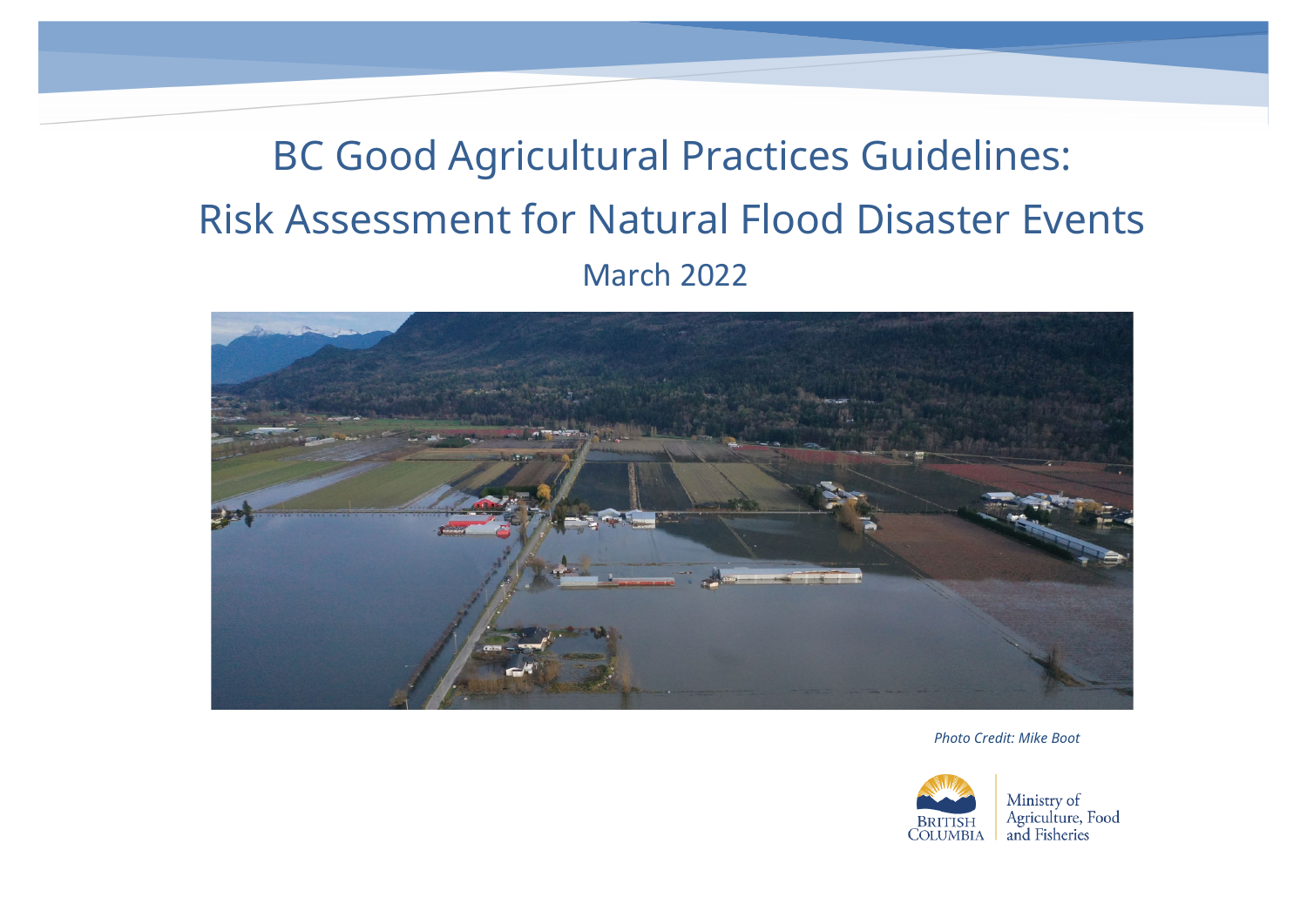# BC Good Agricultural Practices Guidelines: Risk Assessment for Natural Flood Disaster Events

March 2022

*Photo Credit: Mike Boot*

British Columbia

Ministry of Agriculture, Food and Fisheries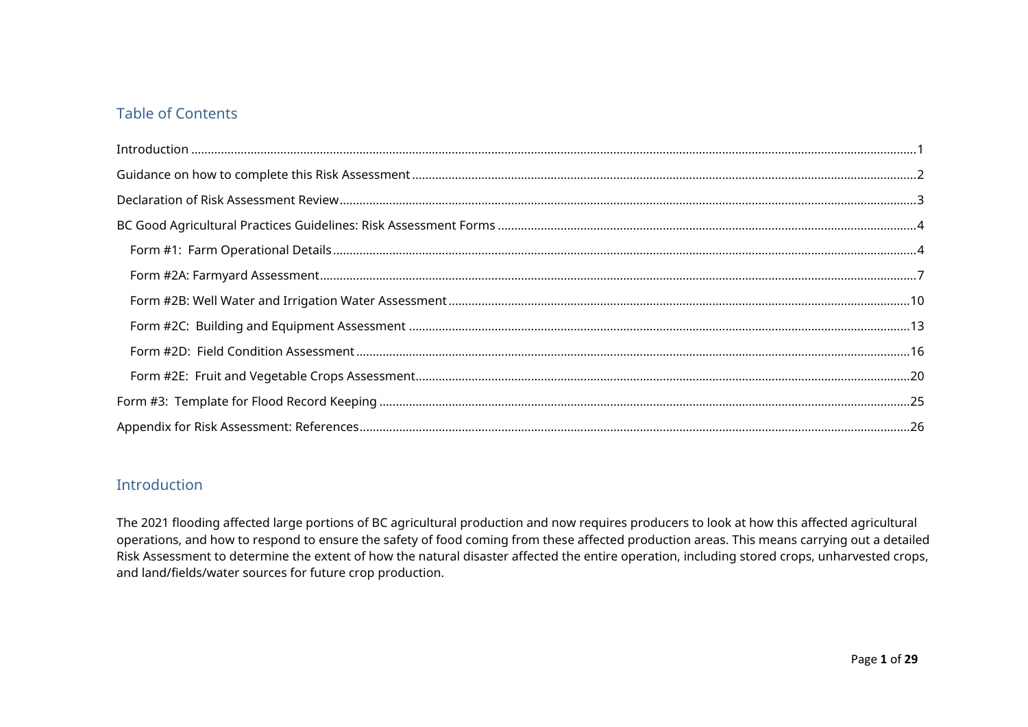## Table of Contents

Introduction ....................................................................................................................................................................................................1

Guidance on how to complete this Risk Assessment ...................................................................................................................................2

Declaration of Risk Assessment Review......................................................................................................................................................3

BC Good Agricultural Practices Guidelines: Risk Assessment Forms .........................................................................................................4

- Form #1: Farm Operational Details..........................................................................................................................................................4
- Form #2A: Farmyard Assessment..............................................................................................................................................................7
- Form #2B: Well Water and Irrigation Water Assessment......................................................................................................................10
- Form #2C: Building and Equipment Assessment ...................................................................................................................................13
- Form #2D: Field Condition Assessment...................................................................................................................................................16
- Form #2E: Fruit and Vegetable Crops Assessment..................................................................................................................................20

Form #3: Template for Flood Record Keeping ...........................................................................................................................................25

Appendix for Risk Assessment: References.................................................................................................................................................26

## Introduction

The 2021 flooding affected large portions of BC agricultural production and now requires producers to look at how this affected agricultural operations, and how to respond to ensure the safety of food coming from these affected production areas. This means carrying out a detailed Risk Assessment to determine the extent of how the natural disaster affected the entire operation, including stored crops, unharvested crops, and land/fields/water sources for future crop production.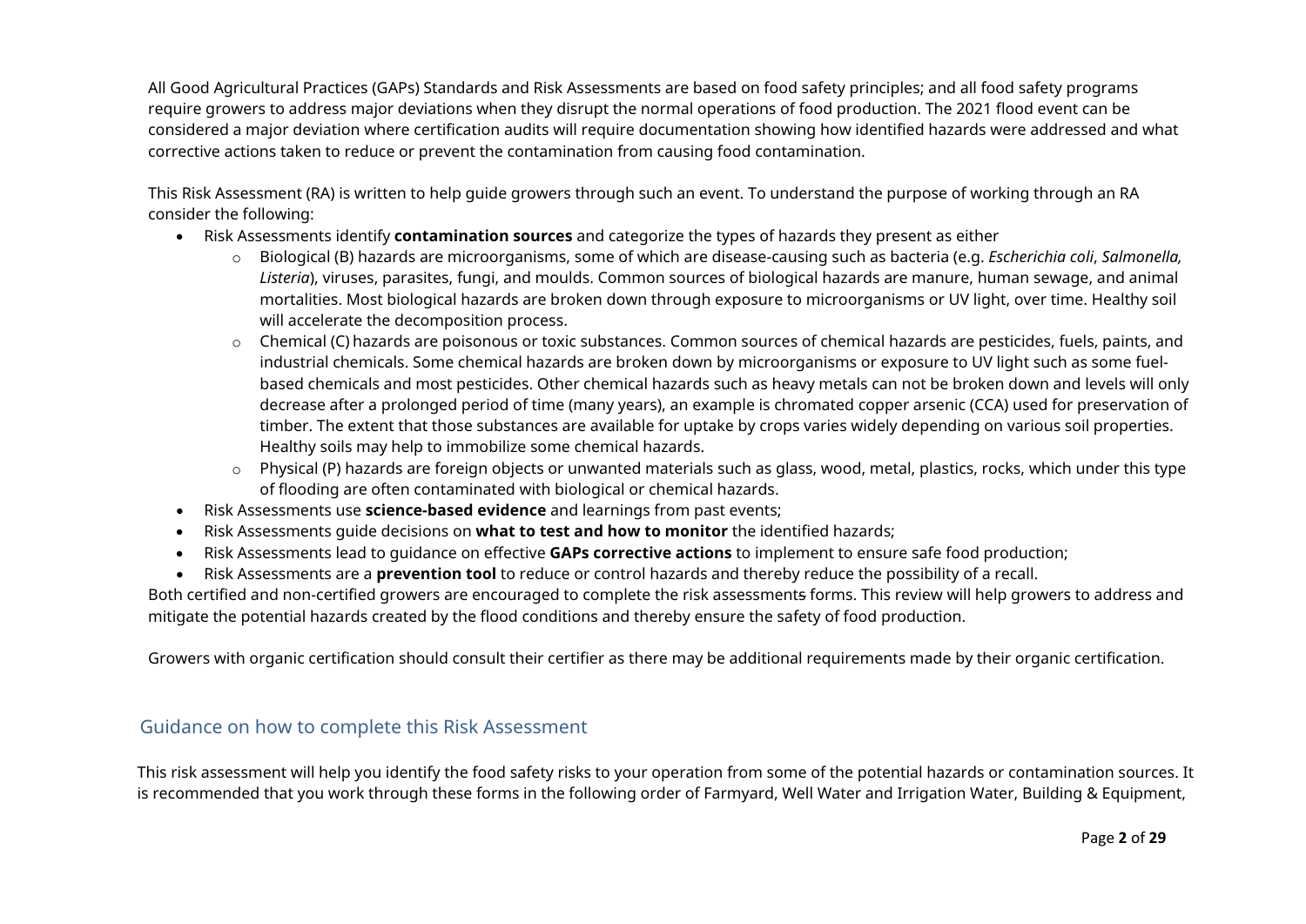All Good Agricultural Practices (GAPs) Standards and Risk Assessments are based on food safety principles; and all food safety programs require growers to address major deviations when they disrupt the normal operations of food production. The 2021 flood event can be considered a major deviation where certification audits will require documentation showing how identified hazards were addressed and what corrective actions taken to reduce or prevent the contamination from causing food contamination.

This Risk Assessment (RA) is written to help guide growers through such an event. To understand the purpose of working through an RA consider the following:

- Risk Assessments identify **contamination sources** and categorize the types of hazards they present as either
  - Biological (B) hazards are microorganisms, some of which are disease-causing such as bacteria (e.g. *Escherichia coli*, *Salmonella, Listeria*), viruses, parasites, fungi, and moulds. Common sources of biological hazards are manure, human sewage, and animal mortalities. Most biological hazards are broken down through exposure to microorganisms or UV light, over time. Healthy soil will accelerate the decomposition process.
  - Chemical (C) hazards are poisonous or toxic substances. Common sources of chemical hazards are pesticides, fuels, paints, and industrial chemicals. Some chemical hazards are broken down by microorganisms or exposure to UV light such as some fuel-based chemicals and most pesticides. Other chemical hazards such as heavy metals can not be broken down and levels will only decrease after a prolonged period of time (many years), an example is chromated copper arsenic (CCA) used for preservation of timber. The extent that those substances are available for uptake by crops varies widely depending on various soil properties. Healthy soils may help to immobilize some chemical hazards.
  - Physical (P) hazards are foreign objects or unwanted materials such as glass, wood, metal, plastics, rocks, which under this type of flooding are often contaminated with biological or chemical hazards.
- Risk Assessments use **science-based evidence** and learnings from past events;
- Risk Assessments guide decisions on **what to test and how to monitor** the identified hazards;
- Risk Assessments lead to guidance on effective **GAPs corrective actions** to implement to ensure safe food production;
- Risk Assessments are a **prevention tool** to reduce or control hazards and thereby reduce the possibility of a recall.

Both certified and non-certified growers are encouraged to complete the risk assessments forms. This review will help growers to address and mitigate the potential hazards created by the flood conditions and thereby ensure the safety of food production.

Growers with organic certification should consult their certifier as there may be additional requirements made by their organic certification.

## Guidance on how to complete this Risk Assessment

This risk assessment will help you identify the food safety risks to your operation from some of the potential hazards or contamination sources. It is recommended that you work through these forms in the following order of Farmyard, Well Water and Irrigation Water, Building & Equipment,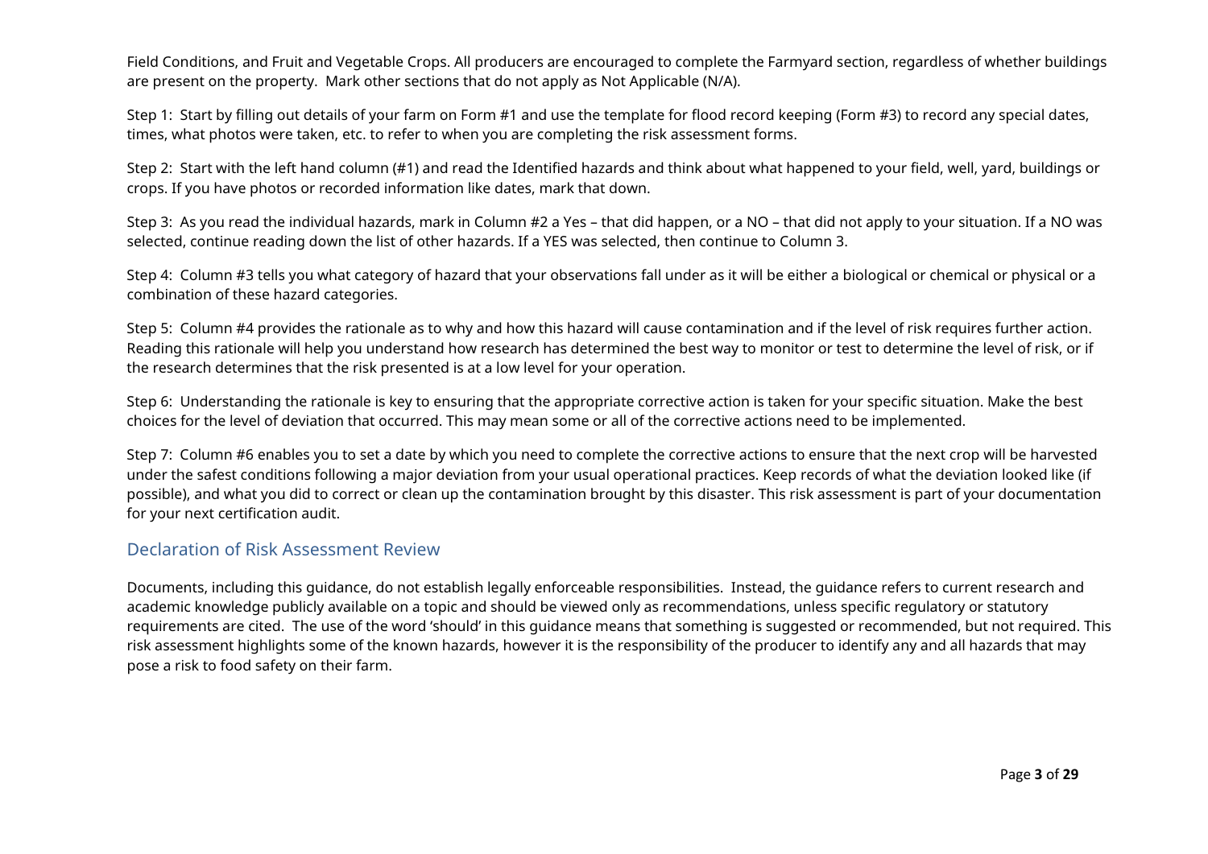Field Conditions, and Fruit and Vegetable Crops. All producers are encouraged to complete the Farmyard section, regardless of whether buildings are present on the property. Mark other sections that do not apply as Not Applicable (N/A).

Step 1: Start by filling out details of your farm on Form #1 and use the template for flood record keeping (Form #3) to record any special dates, times, what photos were taken, etc. to refer to when you are completing the risk assessment forms.

Step 2: Start with the left hand column (#1) and read the Identified hazards and think about what happened to your field, well, yard, buildings or crops. If you have photos or recorded information like dates, mark that down.

Step 3: As you read the individual hazards, mark in Column #2 a Yes – that did happen, or a NO – that did not apply to your situation. If a NO was selected, continue reading down the list of other hazards. If a YES was selected, then continue to Column 3.

Step 4: Column #3 tells you what category of hazard that your observations fall under as it will be either a biological or chemical or physical or a combination of these hazard categories.

Step 5: Column #4 provides the rationale as to why and how this hazard will cause contamination and if the level of risk requires further action. Reading this rationale will help you understand how research has determined the best way to monitor or test to determine the level of risk, or if the research determines that the risk presented is at a low level for your operation.

Step 6: Understanding the rationale is key to ensuring that the appropriate corrective action is taken for your specific situation. Make the best choices for the level of deviation that occurred. This may mean some or all of the corrective actions need to be implemented.

Step 7: Column #6 enables you to set a date by which you need to complete the corrective actions to ensure that the next crop will be harvested under the safest conditions following a major deviation from your usual operational practices. Keep records of what the deviation looked like (if possible), and what you did to correct or clean up the contamination brought by this disaster. This risk assessment is part of your documentation for your next certification audit.

## Declaration of Risk Assessment Review

Documents, including this guidance, do not establish legally enforceable responsibilities. Instead, the guidance refers to current research and academic knowledge publicly available on a topic and should be viewed only as recommendations, unless specific regulatory or statutory requirements are cited. The use of the word 'should' in this guidance means that something is suggested or recommended, but not required. This risk assessment highlights some of the known hazards, however it is the responsibility of the producer to identify any and all hazards that may pose a risk to food safety on their farm.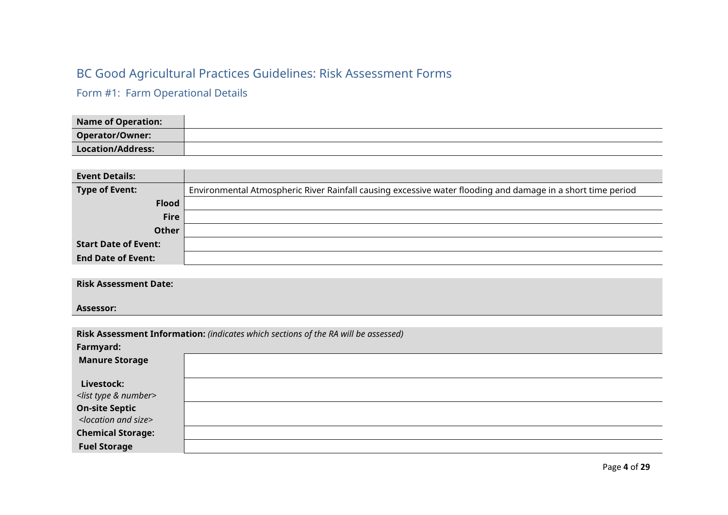# BC Good Agricultural Practices Guidelines: Risk Assessment Forms

## Form #1: Farm Operational Details

| **Name of Operation:** | |
|---|---|
| **Operator/Owner:** | |
| **Location/Address:** | |

| **Event Details:** | |
|---|---|
| **Type of Event:** | Environmental Atmospheric River Rainfall causing excessive water flooding and damage in a short time period |
| **Flood** | |
| **Fire** | |
| **Other** | |
| **Start Date of Event:** | |
| **End Date of Event:** | |

| **Risk Assessment Date:** |
|---|
| **Assessor:** |

| **Risk Assessment Information:** *(indicates which sections of the RA will be assessed)* | |
|---|---|
| **Farmyard:** | |
| **Manure Storage** | |
| **Livestock:** *<list type & number>* | |
| **On-site Septic** *<location and size>* | |
| **Chemical Storage:** | |
| **Fuel Storage** | |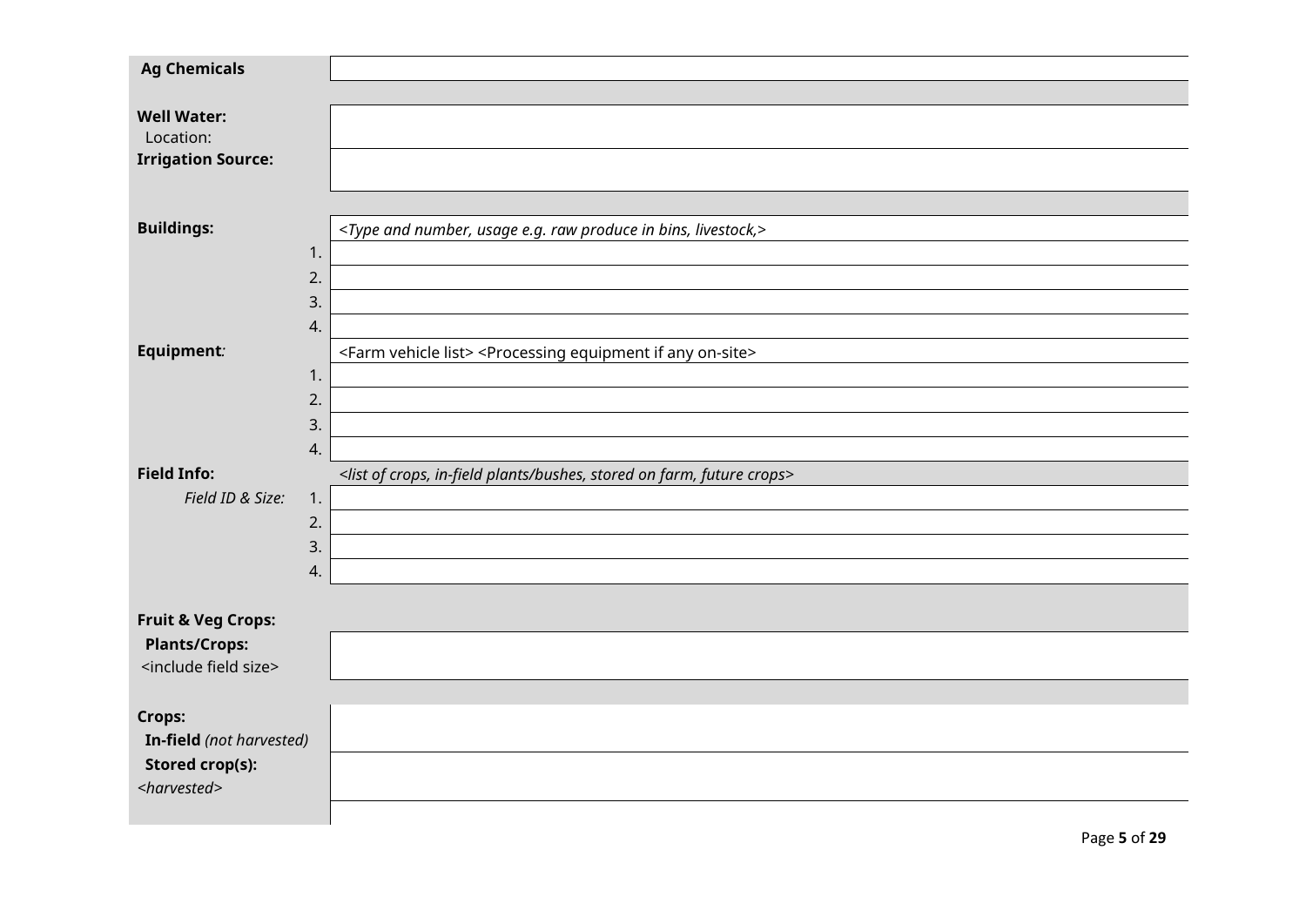| | |
|---|---|
| **Ag Chemicals** | |
| | |
| **Well Water:** Location: | |
| **Irrigation Source:** | |
| | |
| **Buildings:** | *<Type and number, usage e.g. raw produce in bins, livestock,>* |
| 1. | |
| 2. | |
| 3. | |
| 4. | |
| **Equipment***:* | <Farm vehicle list> <Processing equipment if any on-site> |
| 1. | |
| 2. | |
| 3. | |
| 4. | |
| **Field Info:** | *<list of crops, in-field plants/bushes, stored on farm, future crops>* |
| *Field ID & Size:* 1. | |
| 2. | |
| 3. | |
| 4. | |
| | |
| **Fruit & Veg Crops:** | |
| **Plants/Crops:** <include field size> | |
| | |
| **Crops:** **In-field** *(not harvested)* | |
| **Stored crop(s):** *<harvested>* | |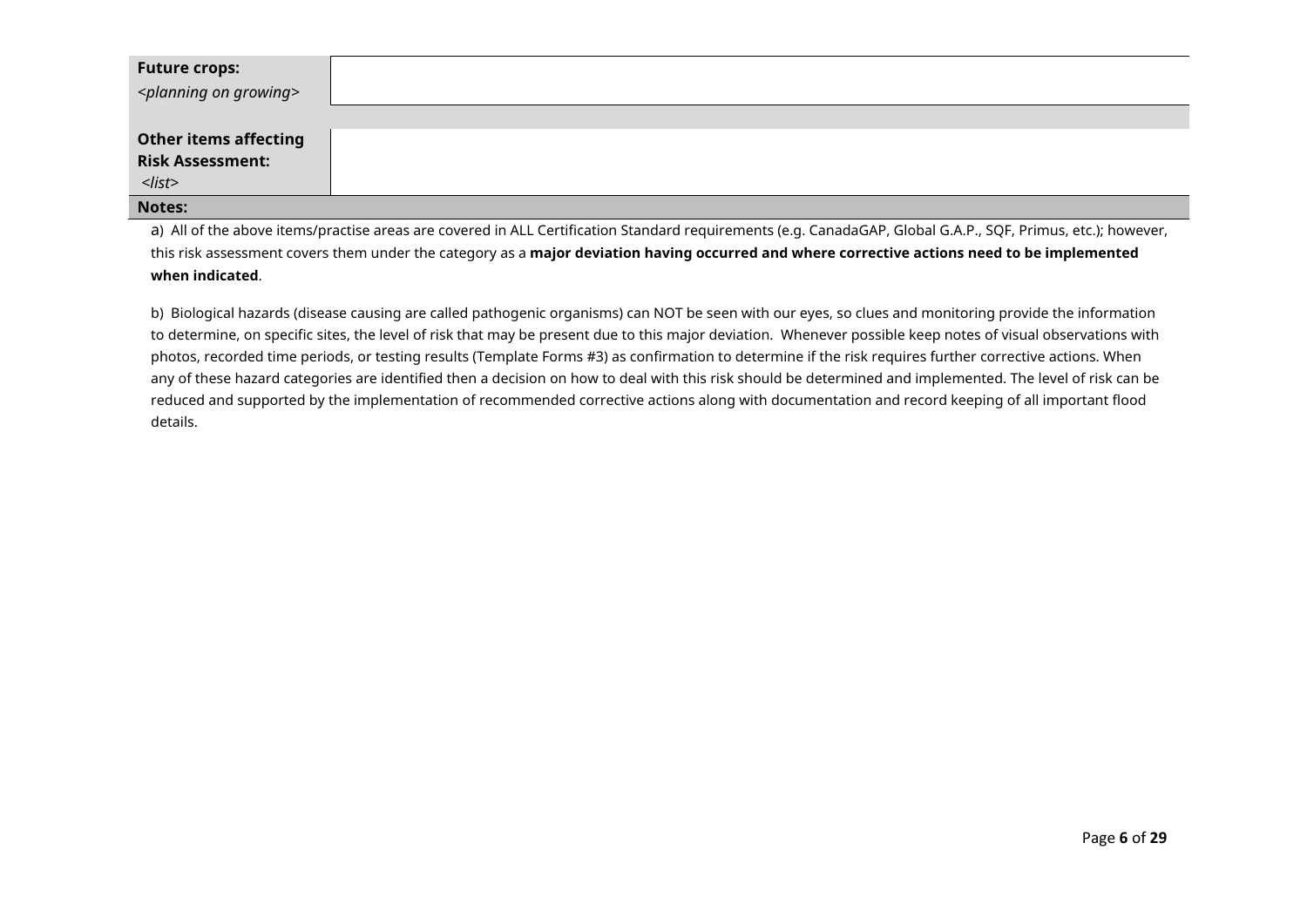| | |
|---|---|
| **Future crops:**<br>*<planning on growing>* | |
| | |
| **Other items affecting Risk Assessment:**<br>*<list>* | |

**Notes:**

a) All of the above items/practise areas are covered in ALL Certification Standard requirements (e.g. CanadaGAP, Global G.A.P., SQF, Primus, etc.); however, this risk assessment covers them under the category as a **major deviation having occurred and where corrective actions need to be implemented when indicated**.

b) Biological hazards (disease causing are called pathogenic organisms) can NOT be seen with our eyes, so clues and monitoring provide the information to determine, on specific sites, the level of risk that may be present due to this major deviation. Whenever possible keep notes of visual observations with photos, recorded time periods, or testing results (Template Forms #3) as confirmation to determine if the risk requires further corrective actions. When any of these hazard categories are identified then a decision on how to deal with this risk should be determined and implemented. The level of risk can be reduced and supported by the implementation of recommended corrective actions along with documentation and record keeping of all important flood details.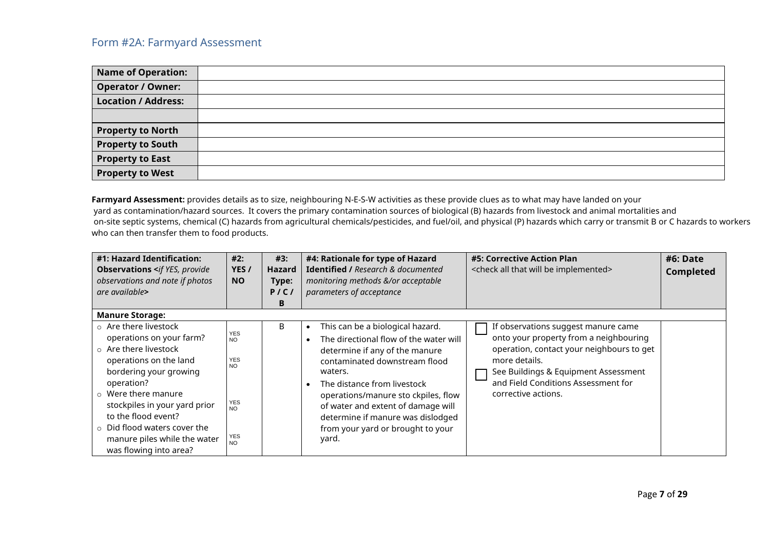## Form #2A: Farmyard Assessment

| Name of Operation: | |
|---|---|
| Operator / Owner: | |
| Location / Address: | |
| | |
| Property to North | |
| Property to South | |
| Property to East | |
| Property to West | |

**Farmyard Assessment:** provides details as to size, neighbouring N-E-S-W activities as these provide clues as to what may have landed on your yard as contamination/hazard sources. It covers the primary contamination sources of biological (B) hazards from livestock and animal mortalities and on-site septic systems, chemical (C) hazards from agricultural chemicals/pesticides, and fuel/oil, and physical (P) hazards which carry or transmit B or C hazards to workers who can then transfer them to food products.

| **#1: Hazard Identification: Observations** <*if YES, provide observations and note if photos are available*> | **#2: YES / NO** | **#3: Hazard Type: P / C / B** | **#4: Rationale for type of Hazard Identified /** *Research & documented monitoring methods &/or acceptable parameters of acceptance* | **#5: Corrective Action Plan** <check all that will be implemented> | **#6: Date Completed** |
|---|---|---|---|---|---|
| **Manure Storage:** | | | | | |
| ○ Are there livestock operations on your farm?<br>○ Are there livestock operations on the land bordering your growing operation?<br>○ Were there manure stockpiles in your yard prior to the flood event?<br>○ Did flood waters cover the manure piles while the water was flowing into area? | YES NO<br>YES NO<br>YES NO<br>YES NO | B | • This can be a biological hazard.<br>• The directional flow of the water will determine if any of the manure contaminated downstream flood waters.<br>• The distance from livestock operations/manure sto ckpiles, flow of water and extent of damage will determine if manure was dislodged from your yard or brought to your yard. | ☐ If observations suggest manure came onto your property from a neighbouring operation, contact your neighbours to get more details.<br>☐ See Buildings & Equipment Assessment and Field Conditions Assessment for corrective actions. | |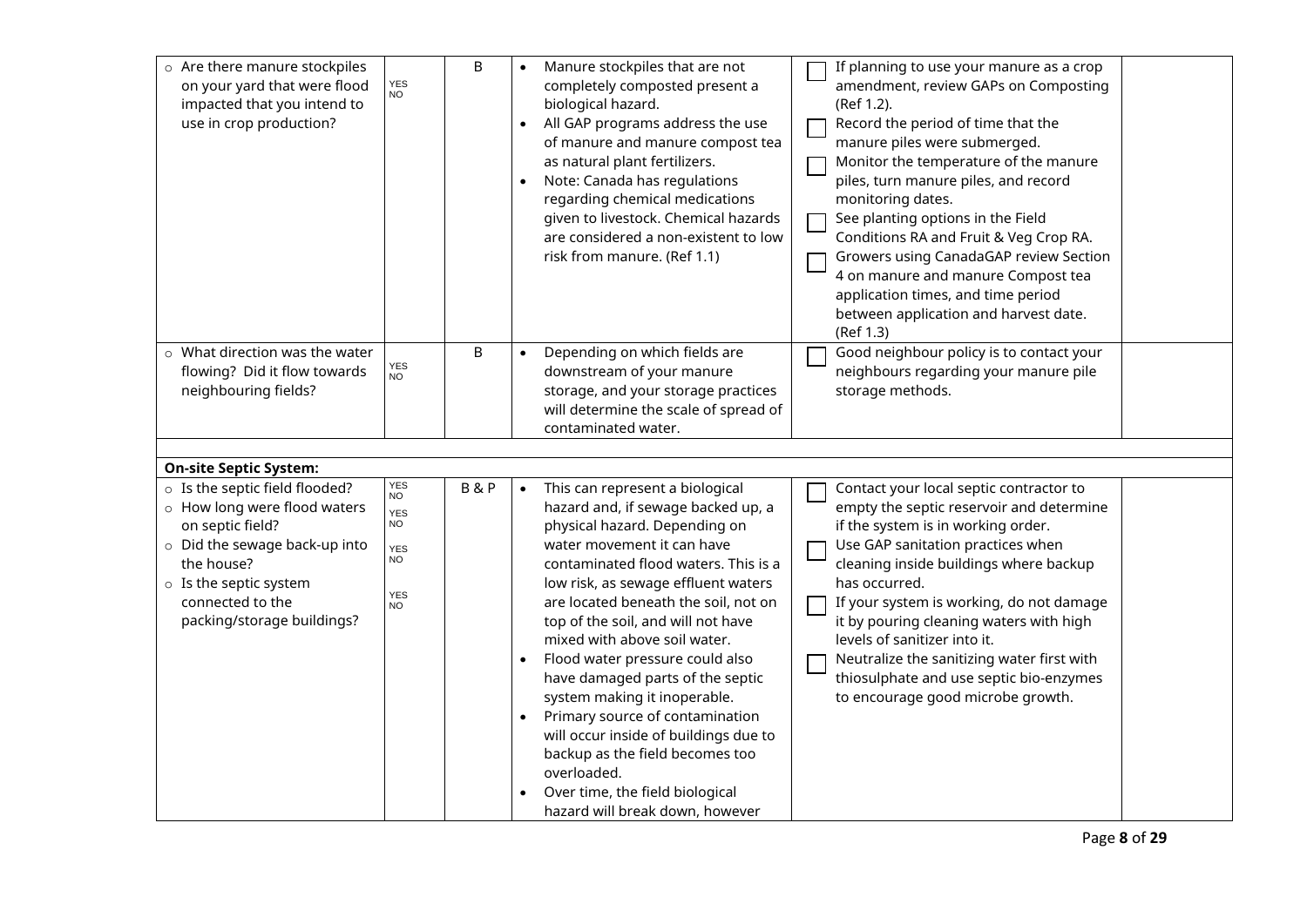| | | | | | |
|---|---|---|---|---|---|
| ○ Are there manure stockpiles on your yard that were flood impacted that you intend to use in crop production? | YES NO | B | • Manure stockpiles that are not completely composted present a biological hazard.<br>• All GAP programs address the use of manure and manure compost tea as natural plant fertilizers.<br>• Note: Canada has regulations regarding chemical medications given to livestock. Chemical hazards are considered a non-existent to low risk from manure. (Ref 1.1) | ☐ If planning to use your manure as a crop amendment, review GAPs on Composting (Ref 1.2).<br>☐ Record the period of time that the manure piles were submerged.<br>☐ Monitor the temperature of the manure piles, turn manure piles, and record monitoring dates.<br>☐ See planting options in the Field Conditions RA and Fruit & Veg Crop RA.<br>☐ Growers using CanadaGAP review Section 4 on manure and manure Compost tea application times, and time period between application and harvest date. (Ref 1.3) | |
| ○ What direction was the water flowing? Did it flow towards neighbouring fields? | YES NO | B | • Depending on which fields are downstream of your manure storage, and your storage practices will determine the scale of spread of contaminated water. | ☐ Good neighbour policy is to contact your neighbours regarding your manure pile storage methods. | |
| | | | | | |
| **On-site Septic System:** | | | | | |
| ○ Is the septic field flooded?<br>○ How long were flood waters on septic field?<br>○ Did the sewage back-up into the house?<br>○ Is the septic system connected to the packing/storage buildings? | YES NO<br>YES NO<br>YES NO<br>YES NO | B & P | • This can represent a biological hazard and, if sewage backed up, a physical hazard. Depending on water movement it can have contaminated flood waters. This is a low risk, as sewage effluent waters are located beneath the soil, not on top of the soil, and will not have mixed with above soil water.<br>• Flood water pressure could also have damaged parts of the septic system making it inoperable.<br>• Primary source of contamination will occur inside of buildings due to backup as the field becomes too overloaded.<br>• Over time, the field biological hazard will break down, however | ☐ Contact your local septic contractor to empty the septic reservoir and determine if the system is in working order.<br>☐ Use GAP sanitation practices when cleaning inside buildings where backup has occurred.<br>☐ If your system is working, do not damage it by pouring cleaning waters with high levels of sanitizer into it.<br>☐ Neutralize the sanitizing water first with thiosulphate and use septic bio-enzymes to encourage good microbe growth. | |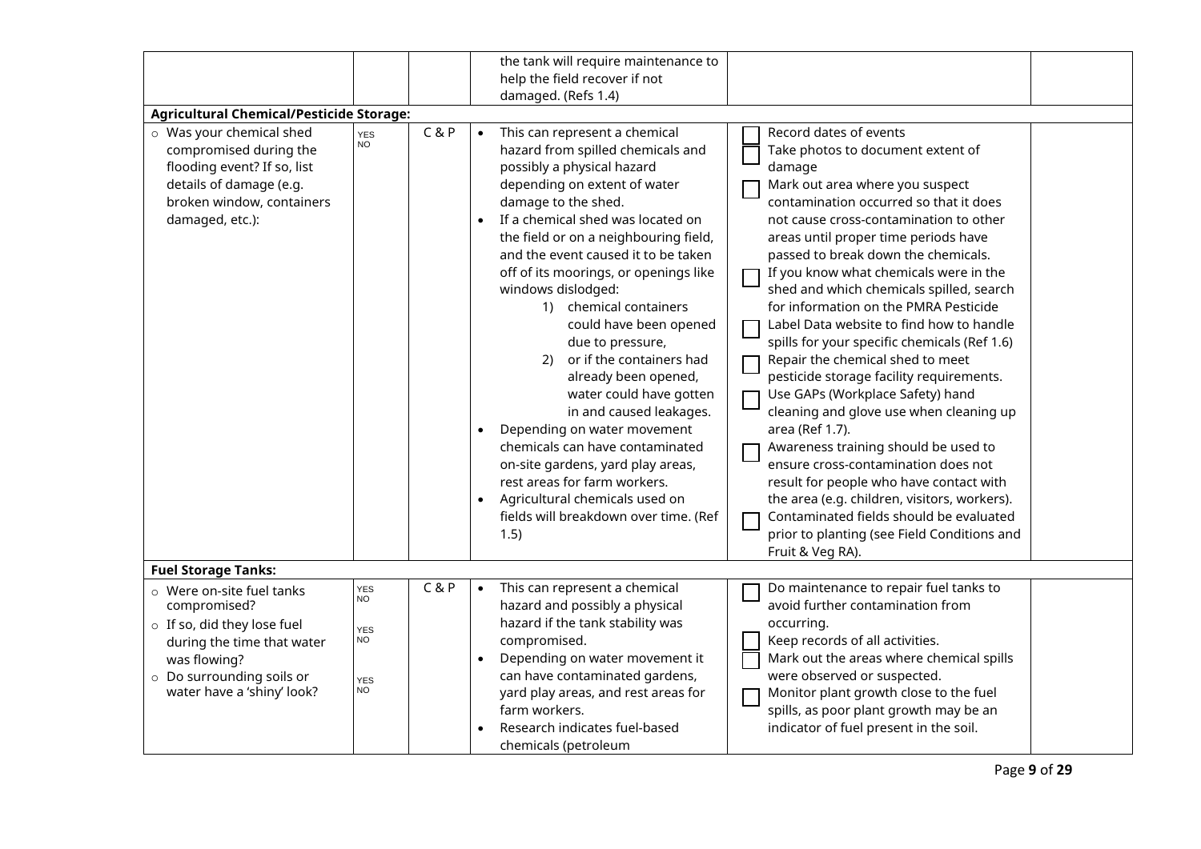| | | | | | |
|---|---|---|---|---|---|
| | | | the tank will require maintenance to help the field recover if not damaged. (Refs 1.4) | | |
| **Agricultural Chemical/Pesticide Storage:** | | | | | |
| ○ Was your chemical shed compromised during the flooding event? If so, list details of damage (e.g. broken window, containers damaged, etc.): | YES NO | C & P | • This can represent a chemical hazard from spilled chemicals and possibly a physical hazard depending on extent of water damage to the shed.<br>• If a chemical shed was located on the field or on a neighbouring field, and the event caused it to be taken off of its moorings, or openings like windows dislodged:<br>1) chemical containers could have been opened due to pressure,<br>2) or if the containers had already been opened, water could have gotten in and caused leakages.<br>• Depending on water movement chemicals can have contaminated on-site gardens, yard play areas, rest areas for farm workers.<br>• Agricultural chemicals used on fields will breakdown over time. (Ref 1.5) | ☐ Record dates of events<br>☐ Take photos to document extent of damage<br>☐ Mark out area where you suspect contamination occurred so that it does not cause cross-contamination to other areas until proper time periods have passed to break down the chemicals.<br>☐ If you know what chemicals were in the shed and which chemicals spilled, search for information on the PMRA Pesticide Label Data website to find how to handle spills for your specific chemicals (Ref 1.6)<br>☐ Repair the chemical shed to meet pesticide storage facility requirements.<br>☐ Use GAPs (Workplace Safety) hand cleaning and glove use when cleaning up area (Ref 1.7).<br>☐ Awareness training should be used to ensure cross-contamination does not result for people who have contact with the area (e.g. children, visitors, workers).<br>☐ Contaminated fields should be evaluated prior to planting (see Field Conditions and Fruit & Veg RA). | |
| **Fuel Storage Tanks:** | | | | | |
| ○ Were on-site fuel tanks compromised?<br>○ If so, did they lose fuel during the time that water was flowing?<br>○ Do surrounding soils or water have a 'shiny' look? | YES NO<br>YES NO<br>YES NO | C & P | • This can represent a chemical hazard and possibly a physical hazard if the tank stability was compromised.<br>• Depending on water movement it can have contaminated gardens, yard play areas, and rest areas for farm workers.<br>• Research indicates fuel-based chemicals (petroleum | ☐ Do maintenance to repair fuel tanks to avoid further contamination from occurring.<br>☐ Keep records of all activities.<br>☐ Mark out the areas where chemical spills were observed or suspected.<br>☐ Monitor plant growth close to the fuel spills, as poor plant growth may be an indicator of fuel present in the soil. | |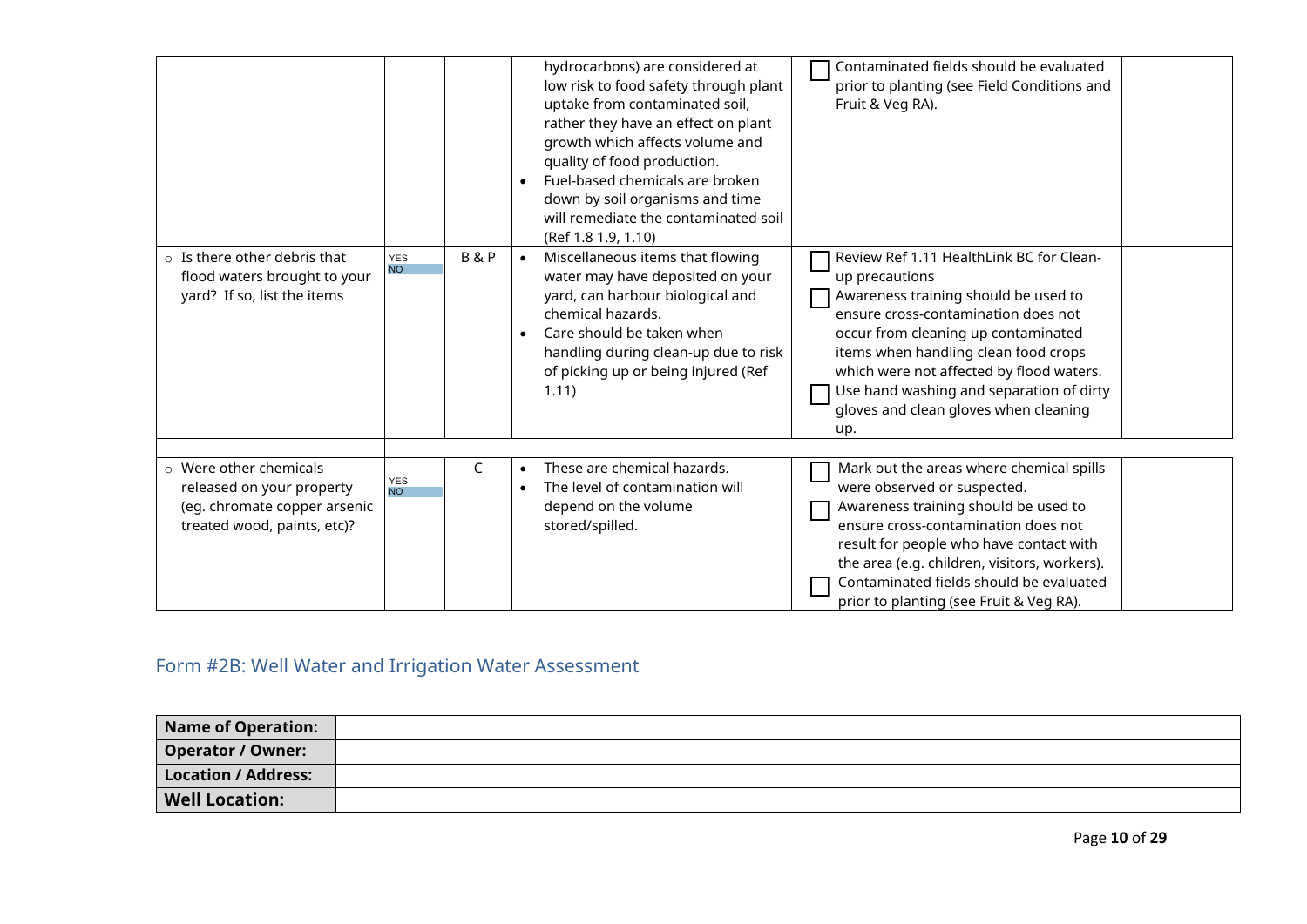|  |  |  |  |  |  |
|---|---|---|---|---|---|
|  |  |  | hydrocarbons) are considered at low risk to food safety through plant uptake from contaminated soil, rather they have an effect on plant growth which affects volume and quality of food production.<br>• Fuel-based chemicals are broken down by soil organisms and time will remediate the contaminated soil (Ref 1.8 1.9, 1.10) | ☐ Contaminated fields should be evaluated prior to planting (see Field Conditions and Fruit & Veg RA). |  |
| ○ Is there other debris that flood waters brought to your yard? If so, list the items | YES<br>NO | B & P | • Miscellaneous items that flowing water may have deposited on your yard, can harbour biological and chemical hazards.<br>• Care should be taken when handling during clean-up due to risk of picking up or being injured (Ref 1.11) | ☐ Review Ref 1.11 HealthLink BC for Clean-up precautions<br>☐ Awareness training should be used to ensure cross-contamination does not occur from cleaning up contaminated items when handling clean food crops which were not affected by flood waters.<br>☐ Use hand washing and separation of dirty gloves and clean gloves when cleaning up. |  |
| ○ Were other chemicals released on your property (eg. chromate copper arsenic treated wood, paints, etc)? | YES<br>NO | C | • These are chemical hazards.<br>• The level of contamination will depend on the volume stored/spilled. | ☐ Mark out the areas where chemical spills were observed or suspected.<br>☐ Awareness training should be used to ensure cross-contamination does not result for people who have contact with the area (e.g. children, visitors, workers).<br>☐ Contaminated fields should be evaluated prior to planting (see Fruit & Veg RA). |  |

## Form #2B: Well Water and Irrigation Water Assessment

| **Name of Operation:** |  |
|---|---|
| **Operator / Owner:** |  |
| **Location / Address:** |  |
| **Well Location:** |  |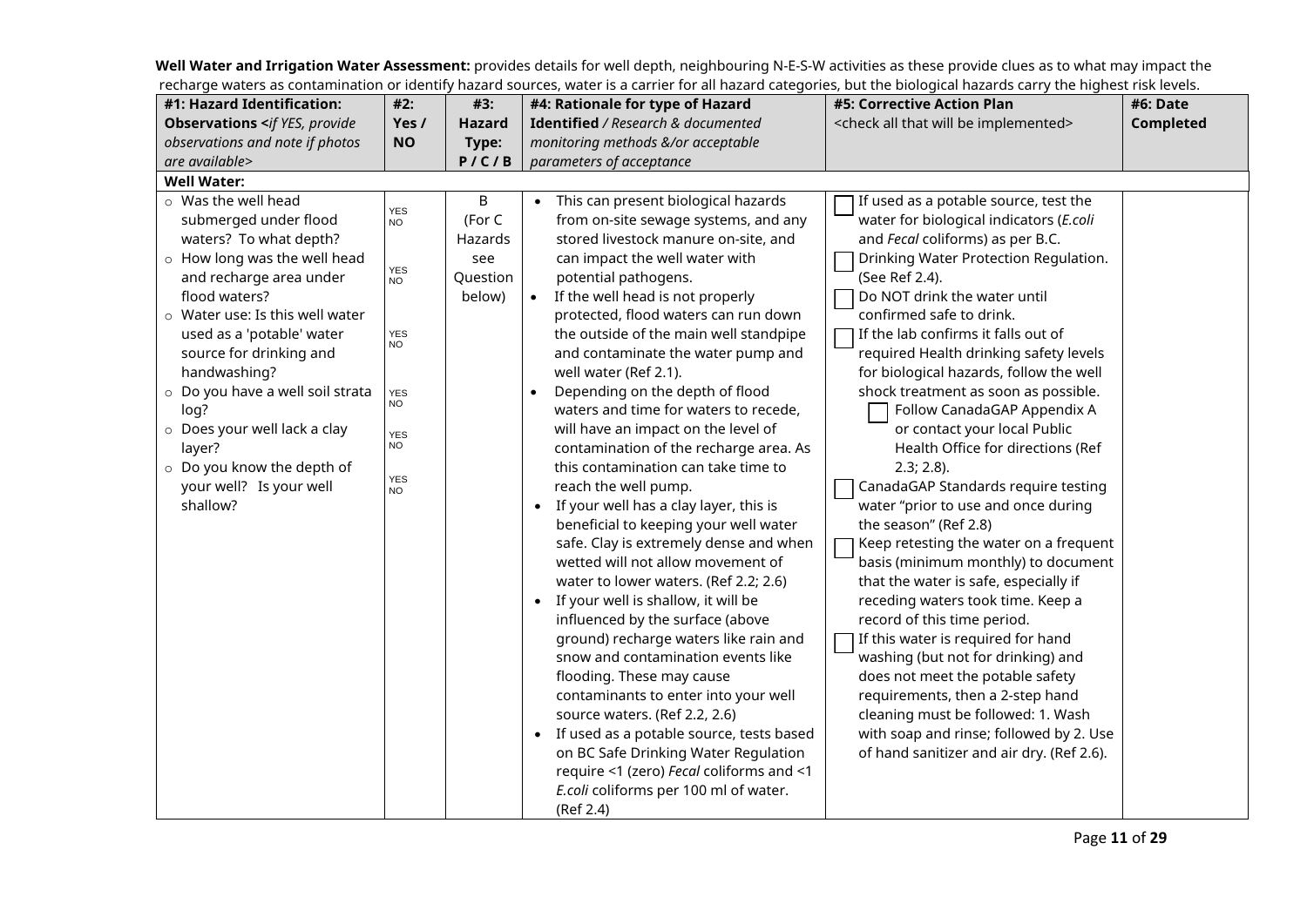**Well Water and Irrigation Water Assessment:** provides details for well depth, neighbouring N-E-S-W activities as these provide clues as to what may impact the recharge waters as contamination or identify hazard sources, water is a carrier for all hazard categories, but the biological hazards carry the highest risk levels.

| #1: Hazard Identification: Observations <*if YES, provide observations and note if photos are available*> | #2: Yes / NO | #3: Hazard Type: P / C / B | #4: Rationale for type of Hazard Identified */ Research & documented monitoring methods &/or acceptable parameters of acceptance* | #5: Corrective Action Plan <check all that will be implemented> | #6: Date Completed |
|---|---|---|---|---|---|
| **Well Water:** | | | | | |
| ○ Was the well head submerged under flood waters? To what depth?<br>○ How long was the well head and recharge area under flood waters?<br>○ Water use: Is this well water used as a 'potable' water source for drinking and handwashing?<br>○ Do you have a well soil strata log?<br>○ Does your well lack a clay layer?<br>○ Do you know the depth of your well? Is your well shallow? | YES NO<br><br>YES NO<br><br>YES NO<br><br>YES NO<br><br>YES NO<br><br>YES NO | B (For C Hazards see Question below) | • This can present biological hazards from on-site sewage systems, and any stored livestock manure on-site, and can impact the well water with potential pathogens.<br>• If the well head is not properly protected, flood waters can run down the outside of the main well standpipe and contaminate the water pump and well water (Ref 2.1).<br>• Depending on the depth of flood waters and time for waters to recede, will have an impact on the level of contamination of the recharge area. As this contamination can take time to reach the well pump.<br>• If your well has a clay layer, this is beneficial to keeping your well water safe. Clay is extremely dense and when wetted will not allow movement of water to lower waters. (Ref 2.2; 2.6)<br>• If your well is shallow, it will be influenced by the surface (above ground) recharge waters like rain and snow and contamination events like flooding. These may cause contaminants to enter into your well source waters. (Ref 2.2, 2.6)<br>• If used as a potable source, tests based on BC Safe Drinking Water Regulation require <1 (zero) *Fecal* coliforms and <1 *E.coli* coliforms per 100 ml of water. (Ref 2.4) | ☐ If used as a potable source, test the water for biological indicators (*E.coli* and *Fecal* coliforms) as per B.C. Drinking Water Protection Regulation. (See Ref 2.4).<br>☐ Do NOT drink the water until confirmed safe to drink.<br>☐ If the lab confirms it falls out of required Health drinking safety levels for biological hazards, follow the well shock treatment as soon as possible.<br>☐ Follow CanadaGAP Appendix A or contact your local Public Health Office for directions (Ref 2.3; 2.8).<br>☐ CanadaGAP Standards require testing water "prior to use and once during the season" (Ref 2.8)<br>☐ Keep retesting the water on a frequent basis (minimum monthly) to document that the water is safe, especially if receding waters took time. Keep a record of this time period.<br>☐ If this water is required for hand washing (but not for drinking) and does not meet the potable safety requirements, then a 2-step hand cleaning must be followed: 1. Wash with soap and rinse; followed by 2. Use of hand sanitizer and air dry. (Ref 2.6). | |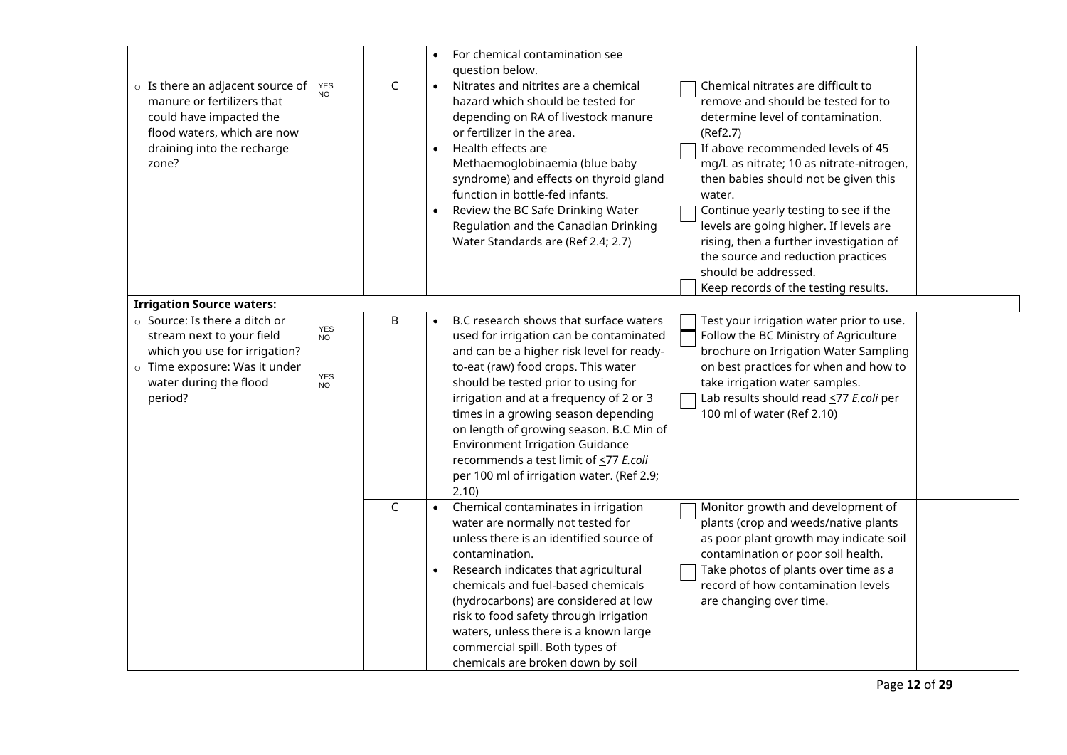| | | | | | |
|---|---|---|---|---|---|
| | | | • For chemical contamination see question below. | | |
| ○ Is there an adjacent source of manure or fertilizers that could have impacted the flood waters, which are now draining into the recharge zone? | YES NO | C | • Nitrates and nitrites are a chemical hazard which should be tested for depending on RA of livestock manure or fertilizer in the area.<br>• Health effects are Methaemoglobinaemia (blue baby syndrome) and effects on thyroid gland function in bottle-fed infants.<br>• Review the BC Safe Drinking Water Regulation and the Canadian Drinking Water Standards are (Ref 2.4; 2.7) | ☐ Chemical nitrates are difficult to remove and should be tested for to determine level of contamination. (Ref2.7)<br>☐ If above recommended levels of 45 mg/L as nitrate; 10 as nitrate-nitrogen, then babies should not be given this water.<br>☐ Continue yearly testing to see if the levels are going higher. If levels are rising, then a further investigation of the source and reduction practices should be addressed.<br>☐ Keep records of the testing results. | |
| **Irrigation Source waters:** | | | | | |
| ○ Source: Is there a ditch or stream next to your field which you use for irrigation?<br>○ Time exposure: Was it under water during the flood period? | YES NO<br><br>YES NO | B | • B.C research shows that surface waters used for irrigation can be contaminated and can be a higher risk level for ready-to-eat (raw) food crops. This water should be tested prior to using for irrigation and at a frequency of 2 or 3 times in a growing season depending on length of growing season. B.C Min of Environment Irrigation Guidance recommends a test limit of ≤77 *E.coli* per 100 ml of irrigation water. (Ref 2.9; 2.10) | ☐ Test your irrigation water prior to use.<br>☐ Follow the BC Ministry of Agriculture brochure on Irrigation Water Sampling on best practices for when and how to take irrigation water samples.<br>☐ Lab results should read ≤77 *E.coli* per 100 ml of water (Ref 2.10) | |
| | | C | • Chemical contaminates in irrigation water are normally not tested for unless there is an identified source of contamination.<br>• Research indicates that agricultural chemicals and fuel-based chemicals (hydrocarbons) are considered at low risk to food safety through irrigation waters, unless there is a known large commercial spill. Both types of chemicals are broken down by soil | ☐ Monitor growth and development of plants (crop and weeds/native plants as poor plant growth may indicate soil contamination or poor soil health.<br>☐ Take photos of plants over time as a record of how contamination levels are changing over time. | |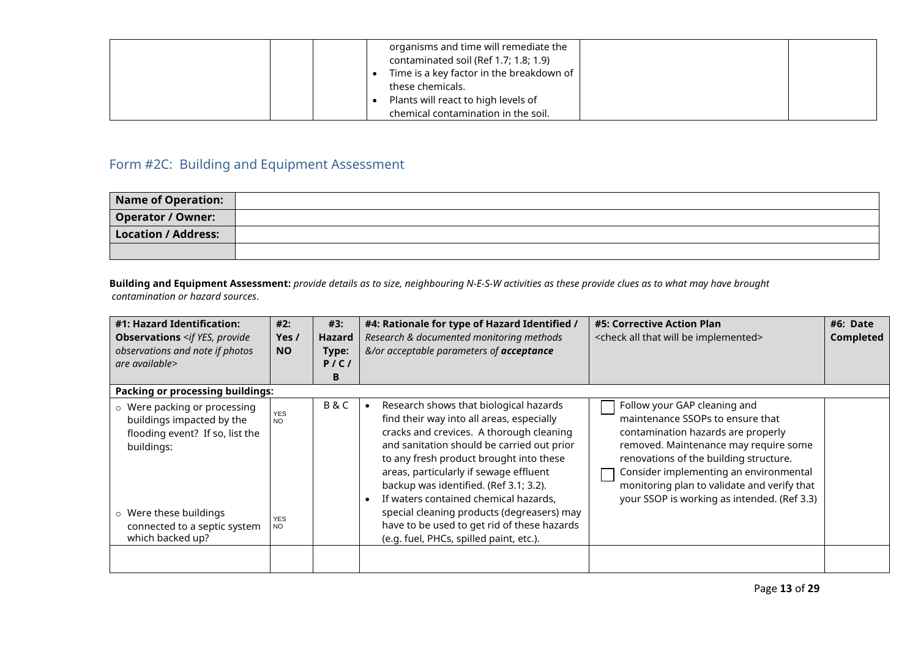| | | | organisms and time will remediate the contaminated soil (Ref 1.7; 1.8; 1.9)<br>• Time is a key factor in the breakdown of these chemicals.<br>• Plants will react to high levels of chemical contamination in the soil. | | |
|---|---|---|---|---|---|

## Form #2C: Building and Equipment Assessment

| **Name of Operation:** | |
|---|---|
| **Operator / Owner:** | |
| **Location / Address:** | |
| | |

**Building and Equipment Assessment:** *provide details as to size, neighbouring N-E-S-W activities as these provide clues as to what may have brought contamination or hazard sources*.

| **#1: Hazard Identification: Observations** *<if YES, provide observations and note if photos are available>* | **#2: Yes / NO** | **#3: Hazard Type: P / C / B** | **#4: Rationale for type of Hazard Identified /** *Research & documented monitoring methods &/or acceptable parameters of* ***acceptance*** | **#5: Corrective Action Plan** <check all that will be implemented> | **#6: Date Completed** |
|---|---|---|---|---|---|
| **Packing or processing buildings:** | | | | | |
| ○ Were packing or processing buildings impacted by the flooding event? If so, list the buildings:<br><br>○ Were these buildings connected to a septic system which backed up? | YES<br>NO<br><br>YES<br>NO | B & C | • Research shows that biological hazards find their way into all areas, especially cracks and crevices. A thorough cleaning and sanitation should be carried out prior to any fresh product brought into these areas, particularly if sewage effluent backup was identified. (Ref 3.1; 3.2).<br>• If waters contained chemical hazards, special cleaning products (degreasers) may have to be used to get rid of these hazards (e.g. fuel, PHCs, spilled paint, etc.). | ☐ Follow your GAP cleaning and maintenance SSOPs to ensure that contamination hazards are properly removed. Maintenance may require some renovations of the building structure.<br>☐ Consider implementing an environmental monitoring plan to validate and verify that your SSOP is working as intended. (Ref 3.3) | |
| | | | | | |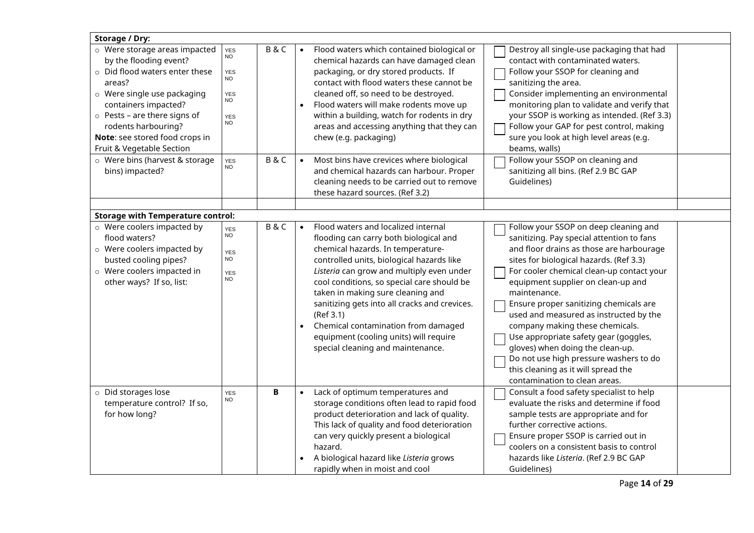| Storage / Dry: | | | | | |
|---|---|---|---|---|---|
| ○ Were storage areas impacted by the flooding event?<br>○ Did flood waters enter these areas?<br>○ Were single use packaging containers impacted?<br>○ Pests – are there signs of rodents harbouring?<br>**Note**: see stored food crops in Fruit & Vegetable Section | YES NO<br>YES NO<br>YES NO<br>YES NO | B & C | • Flood waters which contained biological or chemical hazards can have damaged clean packaging, or dry stored products. If contact with flood waters these cannot be cleaned off, so need to be destroyed.<br>• Flood waters will make rodents move up within a building, watch for rodents in dry areas and accessing anything that they can chew (e.g. packaging) | ☐ Destroy all single-use packaging that had contact with contaminated waters.<br>☐ Follow your SSOP for cleaning and sanitizing the area.<br>☐ Consider implementing an environmental monitoring plan to validate and verify that your SSOP is working as intended. (Ref 3.3)<br>☐ Follow your GAP for pest control, making sure you look at high level areas (e.g. beams, walls) | |
| ○ Were bins (harvest & storage bins) impacted? | YES NO | B & C | • Most bins have crevices where biological and chemical hazards can harbour. Proper cleaning needs to be carried out to remove these hazard sources. (Ref 3.2) | ☐ Follow your SSOP on cleaning and sanitizing all bins. (Ref 2.9 BC GAP Guidelines) | |
| | | | | | |
| **Storage with Temperature control:** | | | | | |
| ○ Were coolers impacted by flood waters?<br>○ Were coolers impacted by busted cooling pipes?<br>○ Were coolers impacted in other ways? If so, list: | YES NO<br>YES NO<br>YES NO | B & C | • Flood waters and localized internal flooding can carry both biological and chemical hazards. In temperature-controlled units, biological hazards like *Listeria* can grow and multiply even under cool conditions, so special care should be taken in making sure cleaning and sanitizing gets into all cracks and crevices. (Ref 3.1)<br>• Chemical contamination from damaged equipment (cooling units) will require special cleaning and maintenance. | ☐ Follow your SSOP on deep cleaning and sanitizing. Pay special attention to fans and floor drains as those are harbourage sites for biological hazards. (Ref 3.3)<br>☐ For cooler chemical clean-up contact your equipment supplier on clean-up and maintenance.<br>☐ Ensure proper sanitizing chemicals are used and measured as instructed by the company making these chemicals.<br>☐ Use appropriate safety gear (goggles, gloves) when doing the clean-up.<br>☐ Do not use high pressure washers to do this cleaning as it will spread the contamination to clean areas. | |
| ○ Did storages lose temperature control? If so, for how long? | YES NO | **B** | • Lack of optimum temperatures and storage conditions often lead to rapid food product deterioration and lack of quality. This lack of quality and food deterioration can very quickly present a biological hazard.<br>• A biological hazard like *Listeria* grows rapidly when in moist and cool | ☐ Consult a food safety specialist to help evaluate the risks and determine if food sample tests are appropriate and for further corrective actions.<br>☐ Ensure proper SSOP is carried out in coolers on a consistent basis to control hazards like *Listeria*. (Ref 2.9 BC GAP Guidelines) | |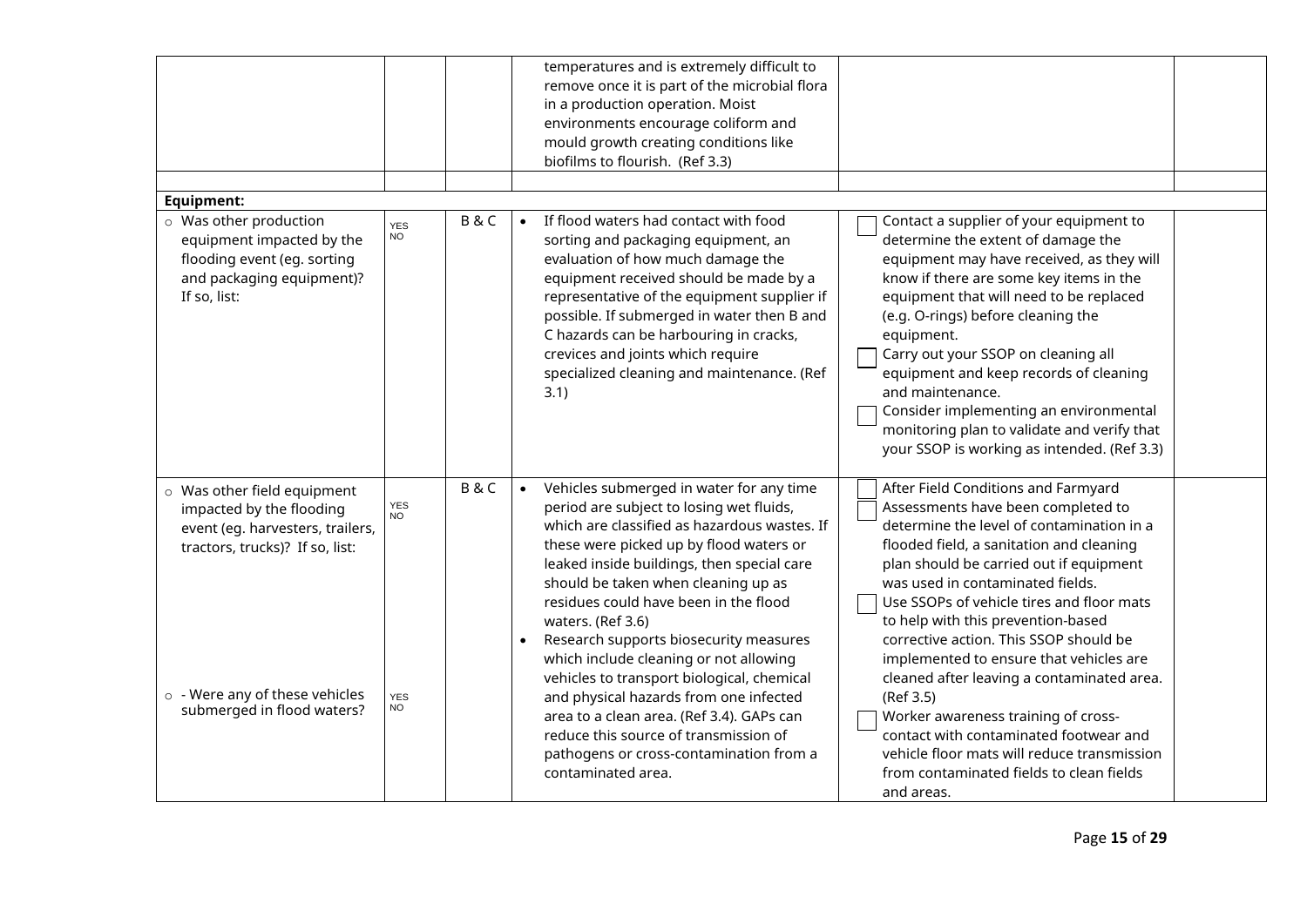| | | | | | |
|---|---|---|---|---|---|
| | | | temperatures and is extremely difficult to remove once it is part of the microbial flora in a production operation. Moist environments encourage coliform and mould growth creating conditions like biofilms to flourish. (Ref 3.3) | | |
| | | | | | |
| **Equipment:** | | | | | |
| ○ Was other production equipment impacted by the flooding event (eg. sorting and packaging equipment)? If so, list: | YES NO | B & C | • If flood waters had contact with food sorting and packaging equipment, an evaluation of how much damage the equipment received should be made by a representative of the equipment supplier if possible. If submerged in water then B and C hazards can be harbouring in cracks, crevices and joints which require specialized cleaning and maintenance. (Ref 3.1) | ☐ Contact a supplier of your equipment to determine the extent of damage the equipment may have received, as they will know if there are some key items in the equipment that will need to be replaced (e.g. O-rings) before cleaning the equipment.<br>☐ Carry out your SSOP on cleaning all equipment and keep records of cleaning and maintenance.<br>☐ Consider implementing an environmental monitoring plan to validate and verify that your SSOP is working as intended. (Ref 3.3) | |
| ○ Was other field equipment impacted by the flooding event (eg. harvesters, trailers, tractors, trucks)? If so, list:<br><br>○ - Were any of these vehicles submerged in flood waters? | YES NO<br><br>YES NO | B & C | • Vehicles submerged in water for any time period are subject to losing wet fluids, which are classified as hazardous wastes. If these were picked up by flood waters or leaked inside buildings, then special care should be taken when cleaning up as residues could have been in the flood waters. (Ref 3.6)<br>• Research supports biosecurity measures which include cleaning or not allowing vehicles to transport biological, chemical and physical hazards from one infected area to a clean area. (Ref 3.4). GAPs can reduce this source of transmission of pathogens or cross-contamination from a contaminated area. | ☐ ☐ After Field Conditions and Farmyard Assessments have been completed to determine the level of contamination in a flooded field, a sanitation and cleaning plan should be carried out if equipment was used in contaminated fields.<br>☐ Use SSOPs of vehicle tires and floor mats to help with this prevention-based corrective action. This SSOP should be implemented to ensure that vehicles are cleaned after leaving a contaminated area. (Ref 3.5)<br>☐ Worker awareness training of cross-contact with contaminated footwear and vehicle floor mats will reduce transmission from contaminated fields to clean fields and areas. | |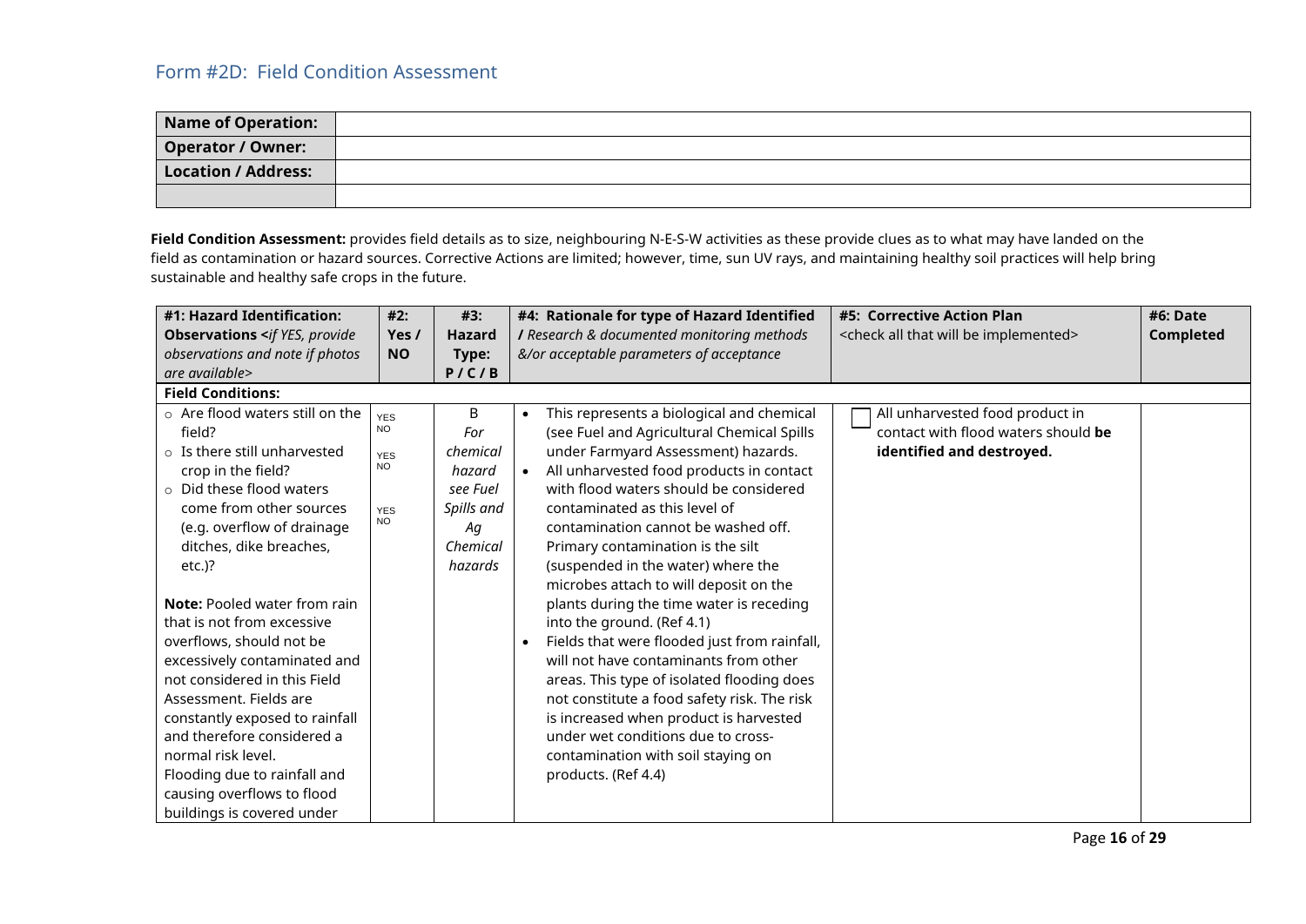## Form #2D: Field Condition Assessment

| Name of Operation: | |
|---|---|
| Operator / Owner: | |
| Location / Address: | |
| | |

**Field Condition Assessment:** provides field details as to size, neighbouring N-E-S-W activities as these provide clues as to what may have landed on the field as contamination or hazard sources. Corrective Actions are limited; however, time, sun UV rays, and maintaining healthy soil practices will help bring sustainable and healthy safe crops in the future.

| **#1: Hazard Identification: Observations** *<if YES, provide observations and note if photos are available>* | **#2: Yes / NO** | **#3: Hazard Type: P / C / B** | **#4: Rationale for type of Hazard Identified /** *Research & documented monitoring methods &/or acceptable parameters of acceptance* | **#5: Corrective Action Plan** <check all that will be implemented> | **#6: Date Completed** |
|---|---|---|---|---|---|
| **Field Conditions:** | | | | | |
| ○ Are flood waters still on the field?<br>○ Is there still unharvested crop in the field?<br>○ Did these flood waters come from other sources (e.g. overflow of drainage ditches, dike breaches, etc.)?<br><br>**Note:** Pooled water from rain that is not from excessive overflows, should not be excessively contaminated and not considered in this Field Assessment. Fields are constantly exposed to rainfall and therefore considered a normal risk level.<br>Flooding due to rainfall and causing overflows to flood buildings is covered under | YES NO<br><br>YES NO<br><br>YES NO | B<br>*For chemical hazard see Fuel Spills and Ag Chemical hazards* | • This represents a biological and chemical (see Fuel and Agricultural Chemical Spills under Farmyard Assessment) hazards.<br>• All unharvested food products in contact with flood waters should be considered contaminated as this level of contamination cannot be washed off. Primary contamination is the silt (suspended in the water) where the microbes attach to will deposit on the plants during the time water is receding into the ground. (Ref 4.1)<br>• Fields that were flooded just from rainfall, will not have contaminants from other areas. This type of isolated flooding does not constitute a food safety risk. The risk is increased when product is harvested under wet conditions due to cross-contamination with soil staying on products. (Ref 4.4) | ☐ All unharvested food product in contact with flood waters should **be identified and destroyed.** | |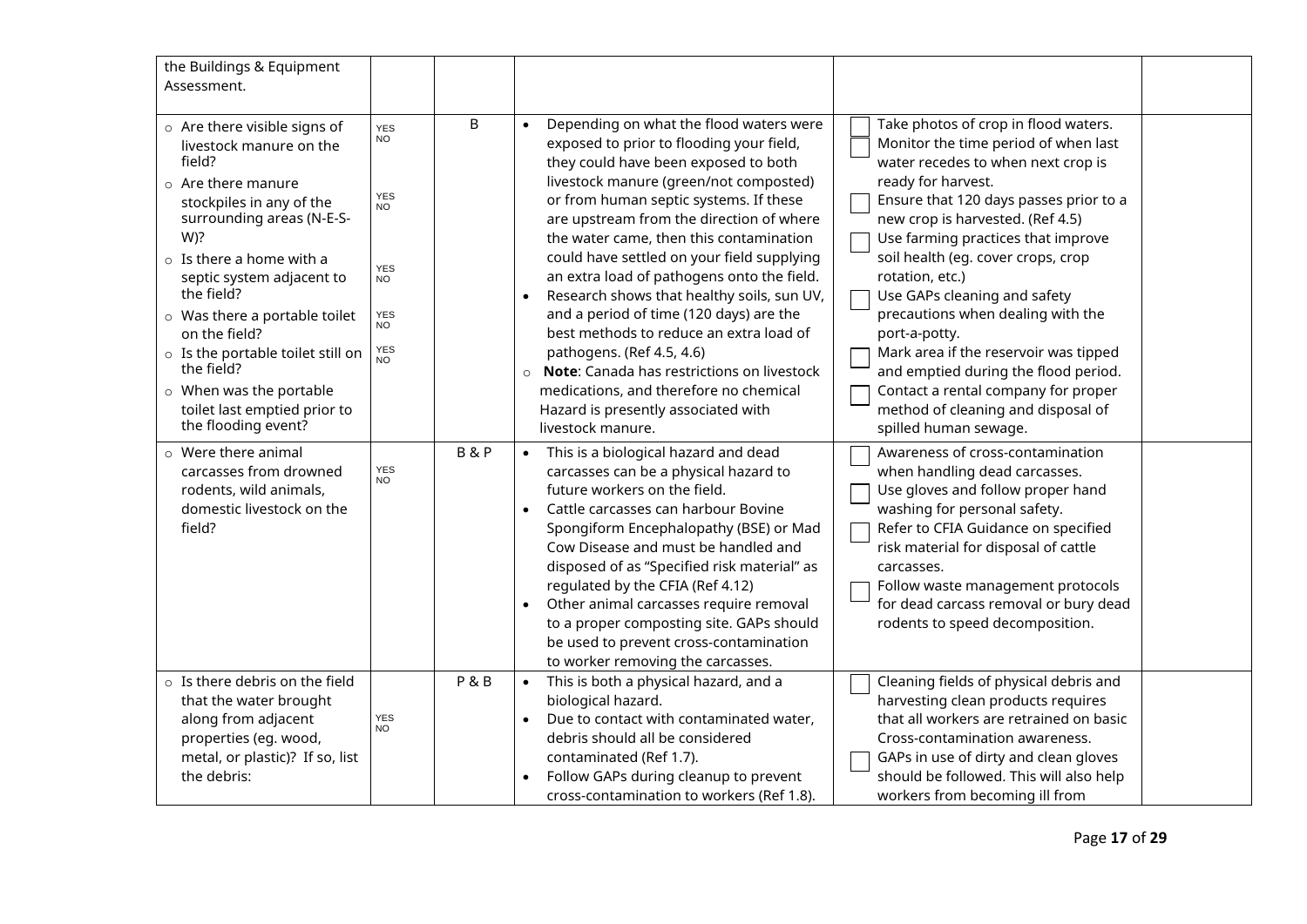| | | | | | |
|---|---|---|---|---|---|
| the Buildings & Equipment Assessment. | | | | | |
| ○ Are there visible signs of livestock manure on the field?<br>○ Are there manure stockpiles in any of the surrounding areas (N-E-S-W)?<br>○ Is there a home with a septic system adjacent to the field?<br>○ Was there a portable toilet on the field?<br>○ Is the portable toilet still on the field?<br>○ When was the portable toilet last emptied prior to the flooding event? | YES NO<br><br>YES NO<br><br>YES NO<br><br>YES NO<br>YES NO | B | • Depending on what the flood waters were exposed to prior to flooding your field, they could have been exposed to both livestock manure (green/not composted) or from human septic systems. If these are upstream from the direction of where the water came, then this contamination could have settled on your field supplying an extra load of pathogens onto the field.<br>• Research shows that healthy soils, sun UV, and a period of time (120 days) are the best methods to reduce an extra load of pathogens. (Ref 4.5, 4.6)<br>○ **Note**: Canada has restrictions on livestock medications, and therefore no chemical Hazard is presently associated with livestock manure. | ☐ Take photos of crop in flood waters.<br>☐ Monitor the time period of when last water recedes to when next crop is ready for harvest.<br>☐ Ensure that 120 days passes prior to a new crop is harvested. (Ref 4.5)<br>☐ Use farming practices that improve soil health (eg. cover crops, crop rotation, etc.)<br>☐ Use GAPs cleaning and safety precautions when dealing with the port-a-potty.<br>☐ Mark area if the reservoir was tipped and emptied during the flood period.<br>☐ Contact a rental company for proper method of cleaning and disposal of spilled human sewage. | |
| ○ Were there animal carcasses from drowned rodents, wild animals, domestic livestock on the field? | YES NO | B & P | • This is a biological hazard and dead carcasses can be a physical hazard to future workers on the field.<br>• Cattle carcasses can harbour Bovine Spongiform Encephalopathy (BSE) or Mad Cow Disease and must be handled and disposed of as "Specified risk material" as regulated by the CFIA (Ref 4.12)<br>• Other animal carcasses require removal to a proper composting site. GAPs should be used to prevent cross-contamination to worker removing the carcasses. | ☐ Awareness of cross-contamination when handling dead carcasses.<br>☐ Use gloves and follow proper hand washing for personal safety.<br>☐ Refer to CFIA Guidance on specified risk material for disposal of cattle carcasses.<br>☐ Follow waste management protocols for dead carcass removal or bury dead rodents to speed decomposition. | |
| ○ Is there debris on the field that the water brought along from adjacent properties (eg. wood, metal, or plastic)? If so, list the debris: | YES NO | P & B | • This is both a physical hazard, and a biological hazard.<br>• Due to contact with contaminated water, debris should all be considered contaminated (Ref 1.7).<br>• Follow GAPs during cleanup to prevent cross-contamination to workers (Ref 1.8). | ☐ Cleaning fields of physical debris and harvesting clean products requires that all workers are retrained on basic Cross-contamination awareness.<br>☐ GAPs in use of dirty and clean gloves should be followed. This will also help workers from becoming ill from | |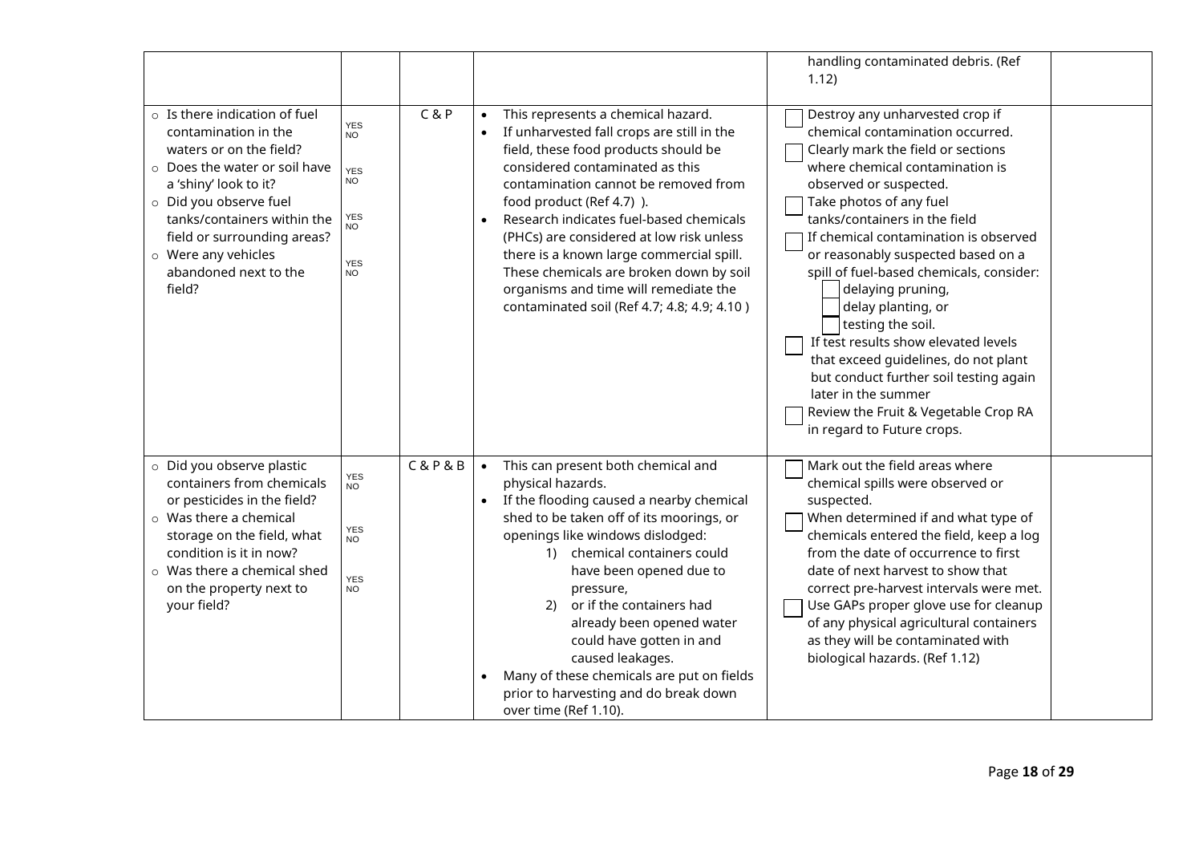| | | | | | |
|---|---|---|---|---|---|
| | | | | handling contaminated debris. (Ref 1.12) | |
| ○ Is there indication of fuel contamination in the waters or on the field?<br>○ Does the water or soil have a 'shiny' look to it?<br>○ Did you observe fuel tanks/containers within the field or surrounding areas?<br>○ Were any vehicles abandoned next to the field? | YES NO<br><br>YES NO<br><br>YES NO<br><br>YES NO | C & P | • This represents a chemical hazard.<br>• If unharvested fall crops are still in the field, these food products should be considered contaminated as this contamination cannot be removed from food product (Ref 4.7) ).<br>• Research indicates fuel-based chemicals (PHCs) are considered at low risk unless there is a known large commercial spill. These chemicals are broken down by soil organisms and time will remediate the contaminated soil (Ref 4.7; 4.8; 4.9; 4.10 ) | ☐ Destroy any unharvested crop if chemical contamination occurred.<br>☐ Clearly mark the field or sections where chemical contamination is observed or suspected.<br>☐ Take photos of any fuel tanks/containers in the field<br>☐ If chemical contamination is observed or reasonably suspected based on a spill of fuel-based chemicals, consider:<br>☐ delaying pruning,<br>☐ delay planting, or<br>☐ testing the soil.<br>☐ If test results show elevated levels that exceed guidelines, do not plant but conduct further soil testing again later in the summer<br>☐ Review the Fruit & Vegetable Crop RA in regard to Future crops. | |
| ○ Did you observe plastic containers from chemicals or pesticides in the field?<br>○ Was there a chemical storage on the field, what condition is it in now?<br>○ Was there a chemical shed on the property next to your field? | YES NO<br><br>YES NO<br><br>YES NO | C & P & B | • This can present both chemical and physical hazards.<br>• If the flooding caused a nearby chemical shed to be taken off of its moorings, or openings like windows dislodged:<br>1) chemical containers could have been opened due to pressure,<br>2) or if the containers had already been opened water could have gotten in and caused leakages.<br>• Many of these chemicals are put on fields prior to harvesting and do break down over time (Ref 1.10). | ☐ Mark out the field areas where chemical spills were observed or suspected.<br>☐ When determined if and what type of chemicals entered the field, keep a log from the date of occurrence to first date of next harvest to show that correct pre-harvest intervals were met.<br>☐ Use GAPs proper glove use for cleanup of any physical agricultural containers as they will be contaminated with biological hazards. (Ref 1.12) | |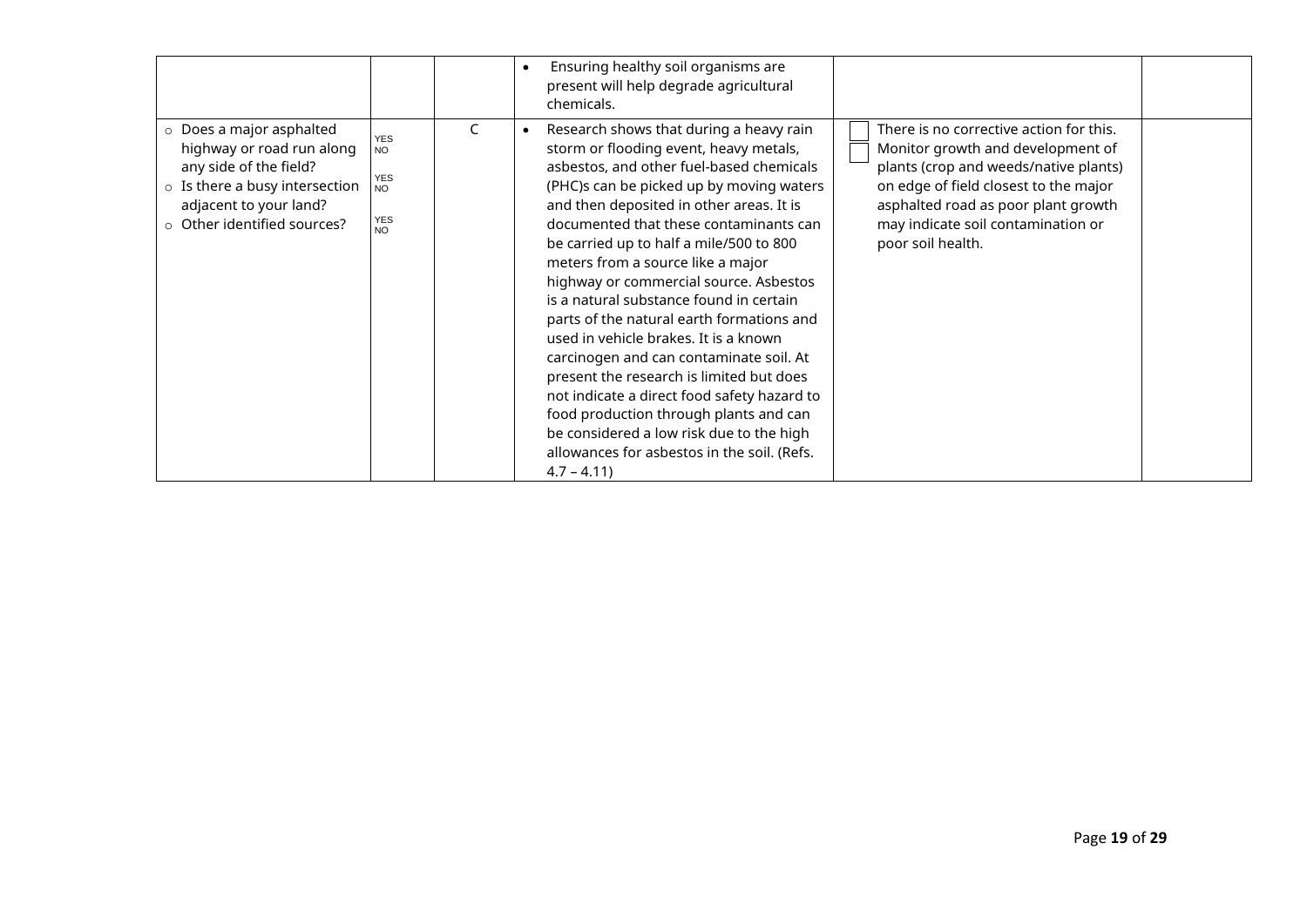| | | | | | |
|---|---|---|---|---|---|
| | | | • Ensuring healthy soil organisms are present will help degrade agricultural chemicals. | | |
| ○ Does a major asphalted highway or road run along any side of the field?<br>○ Is there a busy intersection adjacent to your land?<br>○ Other identified sources? | YES NO<br>YES NO<br>YES NO | C | • Research shows that during a heavy rain storm or flooding event, heavy metals, asbestos, and other fuel-based chemicals (PHC)s can be picked up by moving waters and then deposited in other areas. It is documented that these contaminants can be carried up to half a mile/500 to 800 meters from a source like a major highway or commercial source. Asbestos is a natural substance found in certain parts of the natural earth formations and used in vehicle brakes. It is a known carcinogen and can contaminate soil. At present the research is limited but does not indicate a direct food safety hazard to food production through plants and can be considered a low risk due to the high allowances for asbestos in the soil. (Refs. 4.7 – 4.11) | ☐ ☐ There is no corrective action for this. Monitor growth and development of plants (crop and weeds/native plants) on edge of field closest to the major asphalted road as poor plant growth may indicate soil contamination or poor soil health. | |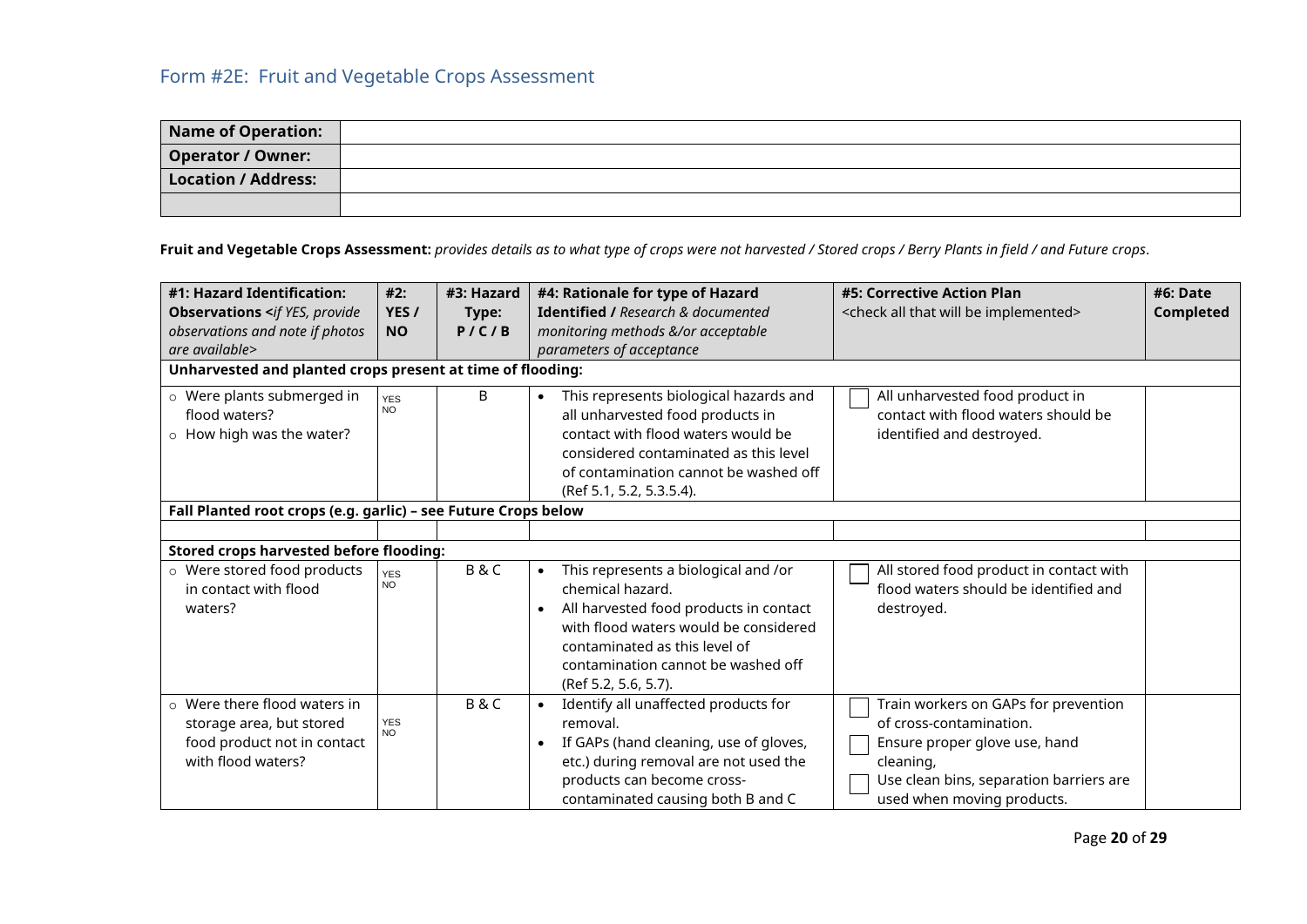## Form #2E: Fruit and Vegetable Crops Assessment

| **Name of Operation:** | |
|---|---|
| **Operator / Owner:** | |
| **Location / Address:** | |
| | |

**Fruit and Vegetable Crops Assessment:** *provides details as to what type of crops were not harvested / Stored crops / Berry Plants in field / and Future crops.*

| **#1: Hazard Identification: Observations** <*if YES, provide observations and note if photos are available*> | **#2: YES / NO** | **#3: Hazard Type: P / C / B** | **#4: Rationale for type of Hazard Identified /** *Research & documented monitoring methods &/or acceptable parameters of acceptance* | **#5: Corrective Action Plan** <check all that will be implemented> | **#6: Date Completed** |
|---|---|---|---|---|---|
| **Unharvested and planted crops present at time of flooding:** | | | | | |
| ○ Were plants submerged in flood waters?<br>○ How high was the water? | YES<br>NO | B | • This represents biological hazards and all unharvested food products in contact with flood waters would be considered contaminated as this level of contamination cannot be washed off (Ref 5.1, 5.2, 5.3.5.4). | ☐ All unharvested food product in contact with flood waters should be identified and destroyed. | |
| **Fall Planted root crops (e.g. garlic) – see Future Crops below** | | | | | |
| | | | | | |
| **Stored crops harvested before flooding:** | | | | | |
| ○ Were stored food products in contact with flood waters? | YES<br>NO | B & C | • This represents a biological and /or chemical hazard.<br>• All harvested food products in contact with flood waters would be considered contaminated as this level of contamination cannot be washed off (Ref 5.2, 5.6, 5.7). | ☐ All stored food product in contact with flood waters should be identified and destroyed. | |
| ○ Were there flood waters in storage area, but stored food product not in contact with flood waters? | YES<br>NO | B & C | • Identify all unaffected products for removal.<br>• If GAPs (hand cleaning, use of gloves, etc.) during removal are not used the products can become cross-contaminated causing both B and C | ☐ Train workers on GAPs for prevention of cross-contamination.<br>☐ Ensure proper glove use, hand cleaning,<br>☐ Use clean bins, separation barriers are used when moving products. | |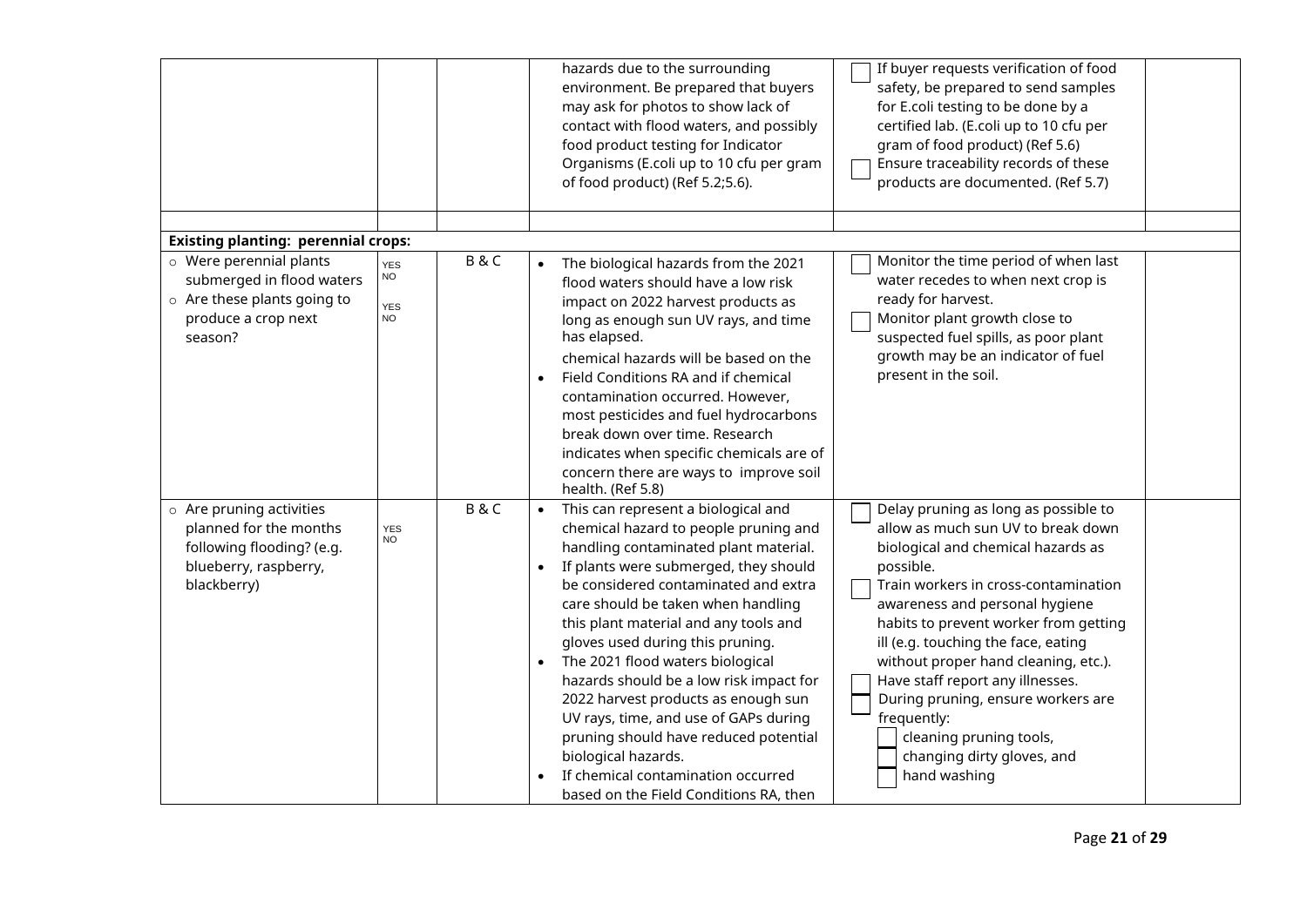| | | | | | |
|---|---|---|---|---|---|
| | | | hazards due to the surrounding environment. Be prepared that buyers may ask for photos to show lack of contact with flood waters, and possibly food product testing for Indicator Organisms (E.coli up to 10 cfu per gram of food product) (Ref 5.2;5.6). | ☐ If buyer requests verification of food safety, be prepared to send samples for E.coli testing to be done by a certified lab. (E.coli up to 10 cfu per gram of food product) (Ref 5.6)<br>☐ Ensure traceability records of these products are documented. (Ref 5.7) | |
| | | | | | |
| **Existing planting: perennial crops:** | | | | | |
| ○ Were perennial plants submerged in flood waters<br>○ Are these plants going to produce a crop next season? | YES NO<br><br>YES NO | B & C | • The biological hazards from the 2021 flood waters should have a low risk impact on 2022 harvest products as long as enough sun UV rays, and time has elapsed.<br>chemical hazards will be based on the<br>• Field Conditions RA and if chemical contamination occurred. However, most pesticides and fuel hydrocarbons break down over time. Research indicates when specific chemicals are of concern there are ways to improve soil health. (Ref 5.8) | ☐ Monitor the time period of when last water recedes to when next crop is ready for harvest.<br>☐ Monitor plant growth close to suspected fuel spills, as poor plant growth may be an indicator of fuel present in the soil. | |
| ○ Are pruning activities planned for the months following flooding? (e.g. blueberry, raspberry, blackberry) | YES NO | B & C | • This can represent a biological and chemical hazard to people pruning and handling contaminated plant material.<br>• If plants were submerged, they should be considered contaminated and extra care should be taken when handling this plant material and any tools and gloves used during this pruning.<br>• The 2021 flood waters biological hazards should be a low risk impact for 2022 harvest products as enough sun UV rays, time, and use of GAPs during pruning should have reduced potential biological hazards.<br>• If chemical contamination occurred based on the Field Conditions RA, then | ☐ Delay pruning as long as possible to allow as much sun UV to break down biological and chemical hazards as possible.<br>☐ Train workers in cross-contamination awareness and personal hygiene habits to prevent worker from getting ill (e.g. touching the face, eating without proper hand cleaning, etc.).<br>☐ Have staff report any illnesses.<br>☐ During pruning, ensure workers are frequently:<br>☐ cleaning pruning tools,<br>☐ changing dirty gloves, and<br>☐ hand washing | |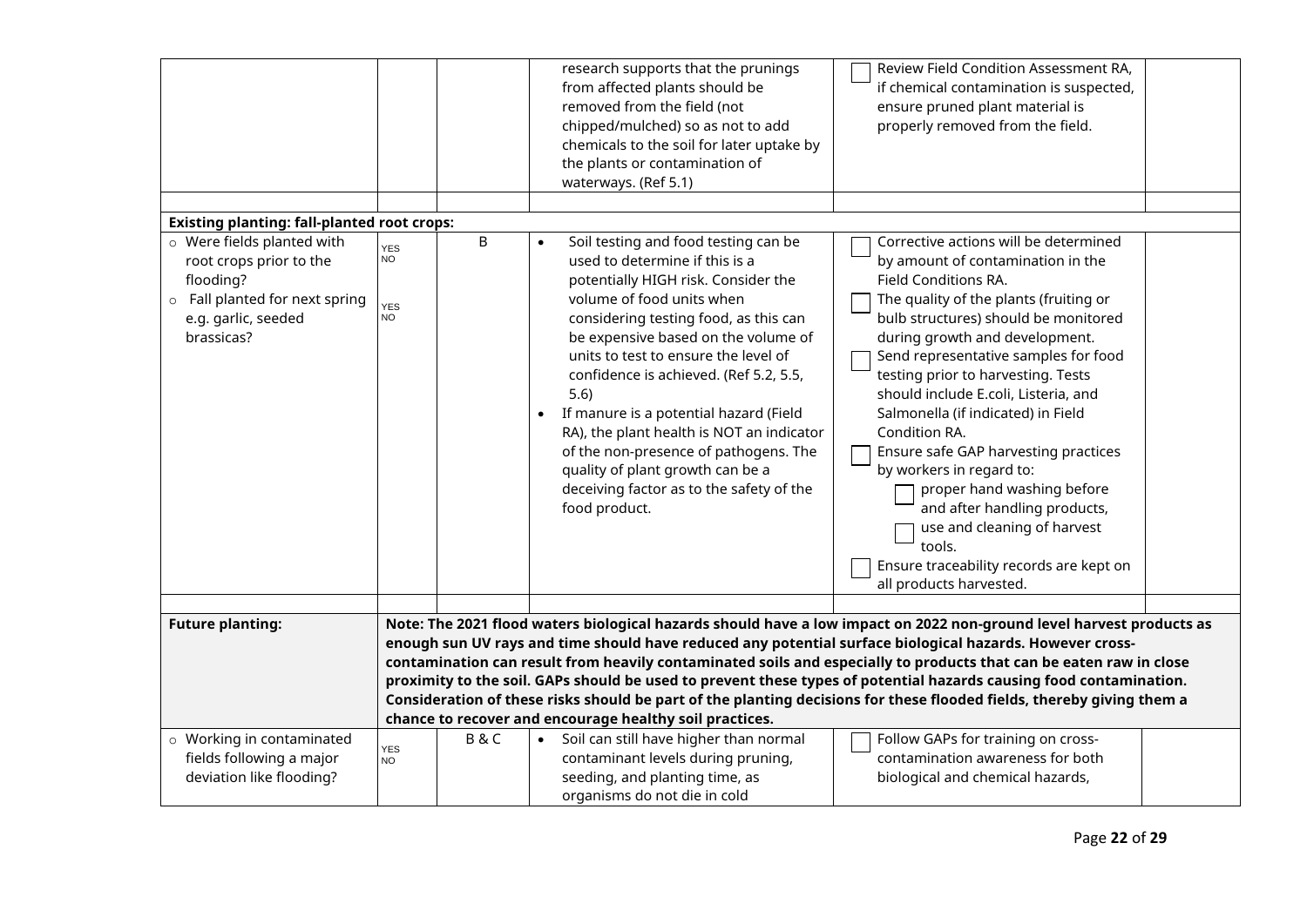| | | | | | |
|---|---|---|---|---|---|
| | | | research supports that the prunings from affected plants should be removed from the field (not chipped/mulched) so as not to add chemicals to the soil for later uptake by the plants or contamination of waterways. (Ref 5.1) | ☐ Review Field Condition Assessment RA, if chemical contamination is suspected, ensure pruned plant material is properly removed from the field. | |
| | | | | | |
| **Existing planting: fall-planted root crops:** | | | | | |
| ○ Were fields planted with root crops prior to the flooding?<br>○ Fall planted for next spring e.g. garlic, seeded brassicas? | YES<br>NO<br><br>YES<br>NO | B | • Soil testing and food testing can be used to determine if this is a potentially HIGH risk. Consider the volume of food units when considering testing food, as this can be expensive based on the volume of units to test to ensure the level of confidence is achieved. (Ref 5.2, 5.5, 5.6)<br>• If manure is a potential hazard (Field RA), the plant health is NOT an indicator of the non-presence of pathogens. The quality of plant growth can be a deceiving factor as to the safety of the food product. | ☐ Corrective actions will be determined by amount of contamination in the Field Conditions RA.<br>☐ The quality of the plants (fruiting or bulb structures) should be monitored during growth and development.<br>☐ Send representative samples for food testing prior to harvesting. Tests should include E.coli, Listeria, and Salmonella (if indicated) in Field Condition RA.<br>☐ Ensure safe GAP harvesting practices by workers in regard to:<br>  ☐ proper hand washing before and after handling products,<br>  ☐ use and cleaning of harvest tools.<br>☐ Ensure traceability records are kept on all products harvested. | |
| | | | | | |
| **Future planting:** | **Note: The 2021 flood waters biological hazards should have a low impact on 2022 non-ground level harvest products as enough sun UV rays and time should have reduced any potential surface biological hazards. However cross-contamination can result from heavily contaminated soils and especially to products that can be eaten raw in close proximity to the soil. GAPs should be used to prevent these types of potential hazards causing food contamination. Consideration of these risks should be part of the planting decisions for these flooded fields, thereby giving them a chance to recover and encourage healthy soil practices.** | | | | |
| ○ Working in contaminated fields following a major deviation like flooding? | YES<br>NO | B & C | • Soil can still have higher than normal contaminant levels during pruning, seeding, and planting time, as organisms do not die in cold | ☐ Follow GAPs for training on cross-contamination awareness for both biological and chemical hazards, | |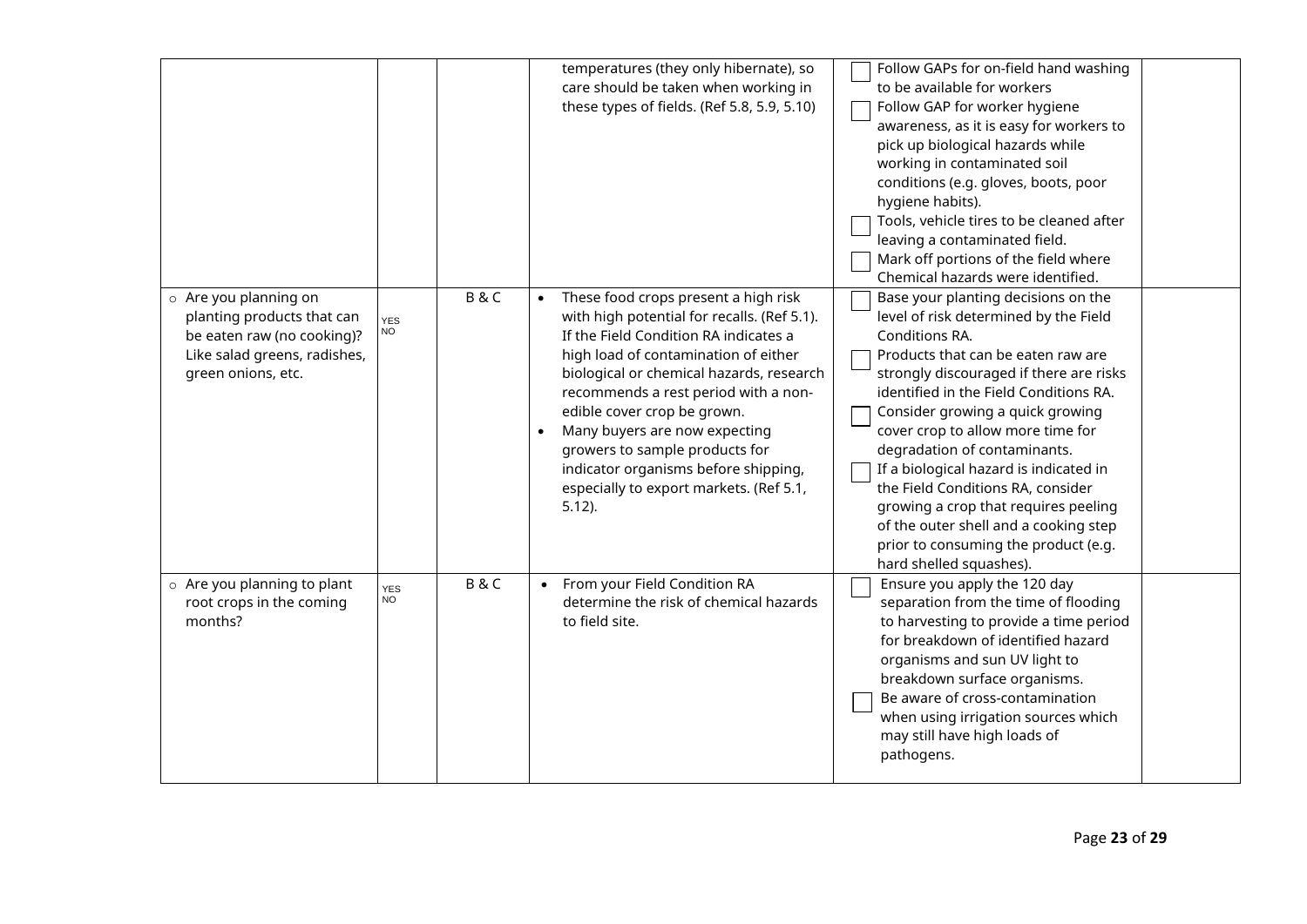| | | | | | |
|---|---|---|---|---|---|
| | | | temperatures (they only hibernate), so care should be taken when working in these types of fields. (Ref 5.8, 5.9, 5.10) | ☐ Follow GAPs for on-field hand washing to be available for workers<br>☐ Follow GAP for worker hygiene awareness, as it is easy for workers to pick up biological hazards while working in contaminated soil conditions (e.g. gloves, boots, poor hygiene habits).<br>☐ Tools, vehicle tires to be cleaned after leaving a contaminated field.<br>☐ Mark off portions of the field where Chemical hazards were identified. | |
| ○ Are you planning on planting products that can be eaten raw (no cooking)? Like salad greens, radishes, green onions, etc. | YES NO | B & C | • These food crops present a high risk with high potential for recalls. (Ref 5.1). If the Field Condition RA indicates a high load of contamination of either biological or chemical hazards, research recommends a rest period with a non-edible cover crop be grown.<br>• Many buyers are now expecting growers to sample products for indicator organisms before shipping, especially to export markets. (Ref 5.1, 5.12). | ☐ Base your planting decisions on the level of risk determined by the Field Conditions RA.<br>☐ Products that can be eaten raw are strongly discouraged if there are risks identified in the Field Conditions RA.<br>☐ Consider growing a quick growing cover crop to allow more time for degradation of contaminants.<br>☐ If a biological hazard is indicated in the Field Conditions RA, consider growing a crop that requires peeling of the outer shell and a cooking step prior to consuming the product (e.g. hard shelled squashes). | |
| ○ Are you planning to plant root crops in the coming months? | YES NO | B & C | • From your Field Condition RA determine the risk of chemical hazards to field site. | ☐ Ensure you apply the 120 day separation from the time of flooding to harvesting to provide a time period for breakdown of identified hazard organisms and sun UV light to breakdown surface organisms.<br>☐ Be aware of cross-contamination when using irrigation sources which may still have high loads of pathogens. | |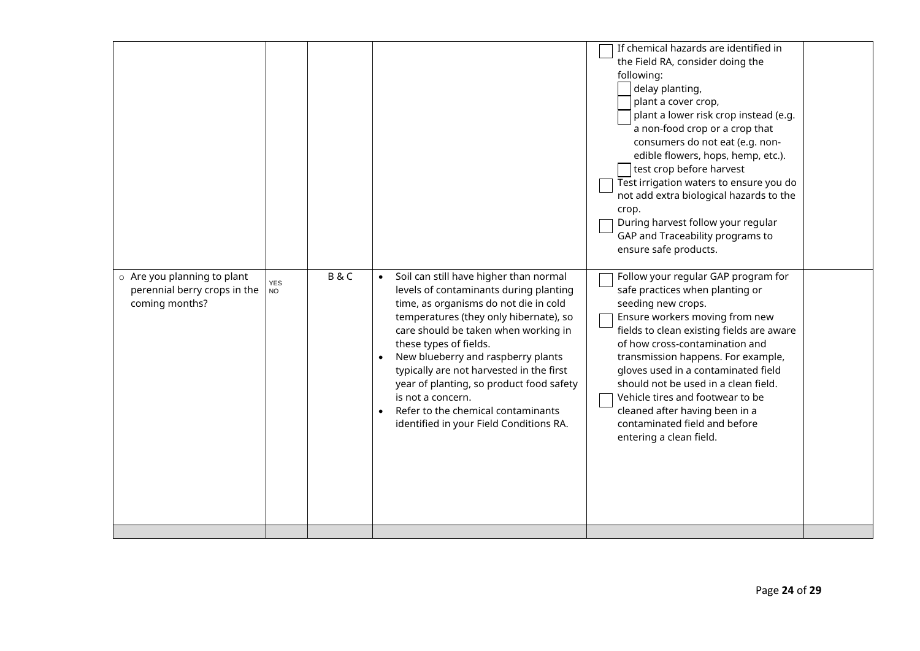| | | | | | |
|---|---|---|---|---|---|
| | | | | ☐ If chemical hazards are identified in the Field RA, consider doing the following:<br>☐ delay planting,<br>☐ plant a cover crop,<br>☐ plant a lower risk crop instead (e.g. a non-food crop or a crop that consumers do not eat (e.g. non-edible flowers, hops, hemp, etc.).<br>☐ test crop before harvest<br>☐ Test irrigation waters to ensure you do not add extra biological hazards to the crop.<br>☐ During harvest follow your regular GAP and Traceability programs to ensure safe products. | |
| ○ Are you planning to plant perennial berry crops in the coming months? | YES<br>NO | B & C | • Soil can still have higher than normal levels of contaminants during planting time, as organisms do not die in cold temperatures (they only hibernate), so care should be taken when working in these types of fields.<br>• New blueberry and raspberry plants typically are not harvested in the first year of planting, so product food safety is not a concern.<br>• Refer to the chemical contaminants identified in your Field Conditions RA. | ☐ Follow your regular GAP program for safe practices when planting or seeding new crops.<br>☐ Ensure workers moving from new fields to clean existing fields are aware of how cross-contamination and transmission happens. For example, gloves used in a contaminated field should not be used in a clean field.<br>☐ Vehicle tires and footwear to be cleaned after having been in a contaminated field and before entering a clean field. | |
| | | | | | |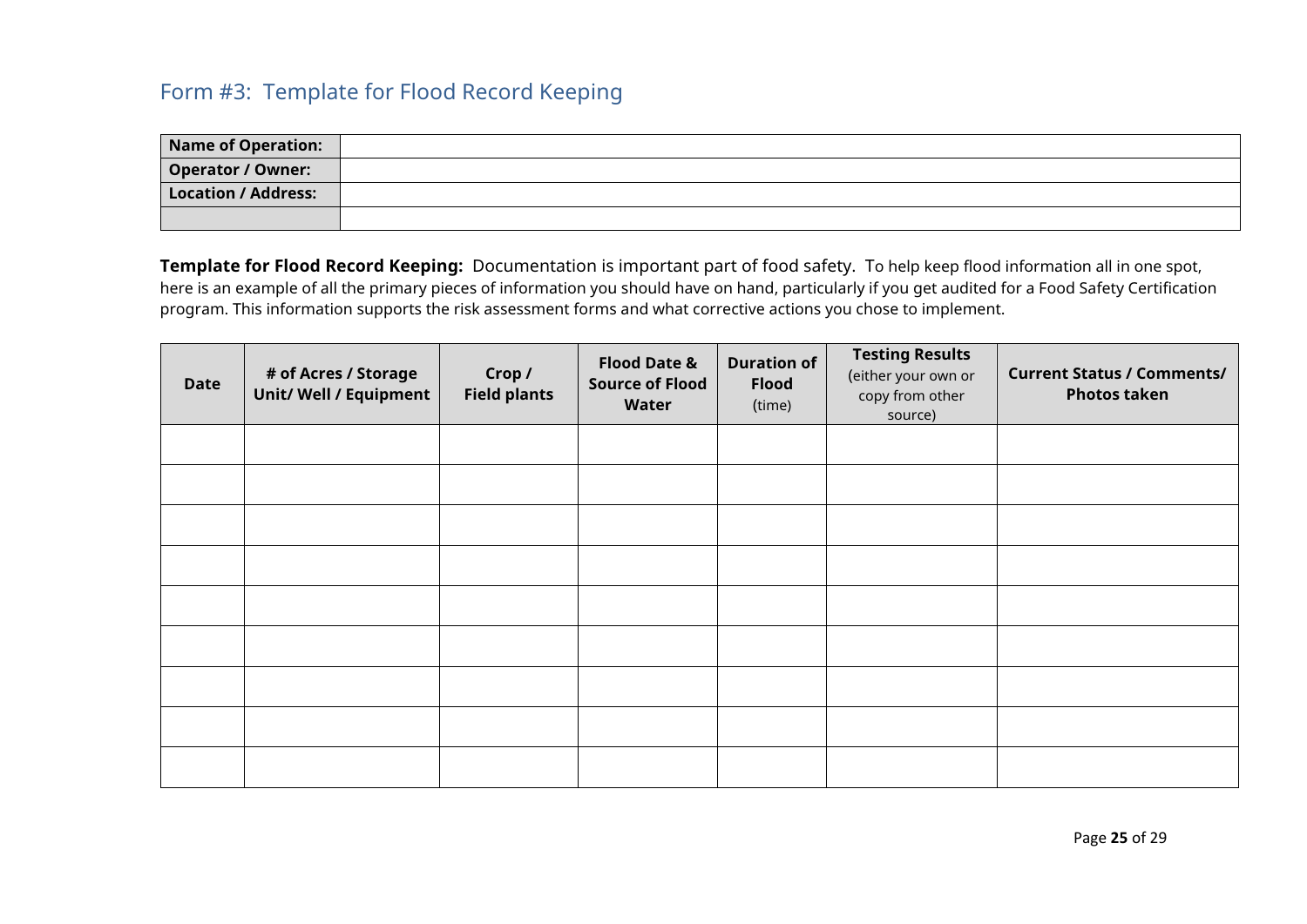## Form #3: Template for Flood Record Keeping

| Name of Operation: | |
|---|---|
| Operator / Owner: | |
| Location / Address: | |
| | |

**Template for Flood Record Keeping:** Documentation is important part of food safety. To help keep flood information all in one spot, here is an example of all the primary pieces of information you should have on hand, particularly if you get audited for a Food Safety Certification program. This information supports the risk assessment forms and what corrective actions you chose to implement.

| **Date** | **# of Acres / Storage Unit/ Well / Equipment** | **Crop / Field plants** | **Flood Date & Source of Flood Water** | **Duration of Flood** (time) | **Testing Results** (either your own or copy from other source) | **Current Status / Comments/ Photos taken** |
|---|---|---|---|---|---|---|
| | | | | | | |
| | | | | | | |
| | | | | | | |
| | | | | | | |
| | | | | | | |
| | | | | | | |
| | | | | | | |
| | | | | | | |
| | | | | | | |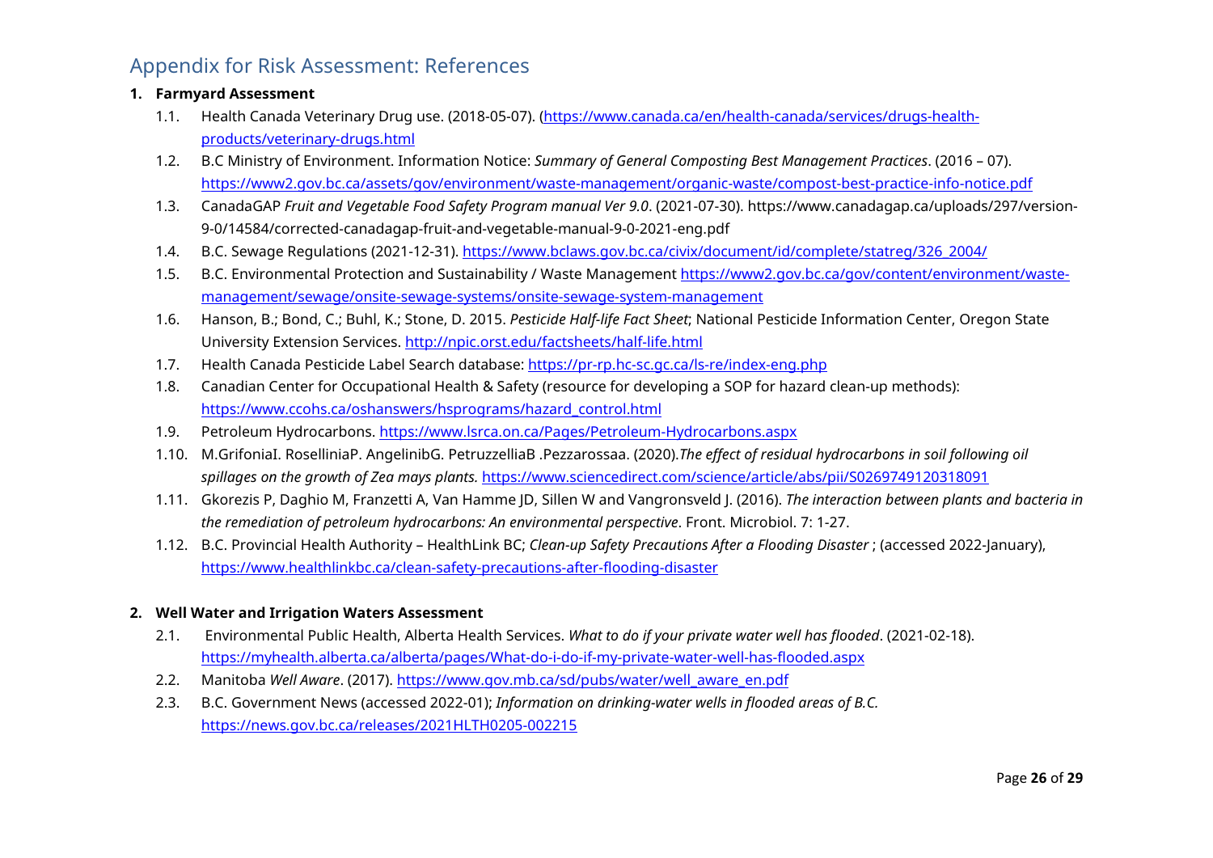## Appendix for Risk Assessment: References

**1. Farmyard Assessment**

1.1. Health Canada Veterinary Drug use. (2018-05-07). (https://www.canada.ca/en/health-canada/services/drugs-health-products/veterinary-drugs.html

1.2. B.C Ministry of Environment. Information Notice: *Summary of General Composting Best Management Practices*. (2016 – 07). https://www2.gov.bc.ca/assets/gov/environment/waste-management/organic-waste/compost-best-practice-info-notice.pdf

1.3. CanadaGAP *Fruit and Vegetable Food Safety Program manual Ver 9.0*. (2021-07-30). https://www.canadagap.ca/uploads/297/version-9-0/14584/corrected-canadagap-fruit-and-vegetable-manual-9-0-2021-eng.pdf

1.4. B.C. Sewage Regulations (2021-12-31). https://www.bclaws.gov.bc.ca/civix/document/id/complete/statreg/326_2004/

1.5. B.C. Environmental Protection and Sustainability / Waste Management https://www2.gov.bc.ca/gov/content/environment/waste-management/sewage/onsite-sewage-systems/onsite-sewage-system-management

1.6. Hanson, B.; Bond, C.; Buhl, K.; Stone, D. 2015. *Pesticide Half-life Fact Sheet*; National Pesticide Information Center, Oregon State University Extension Services. http://npic.orst.edu/factsheets/half-life.html

1.7. Health Canada Pesticide Label Search database: https://pr-rp.hc-sc.gc.ca/ls-re/index-eng.php

1.8. Canadian Center for Occupational Health & Safety (resource for developing a SOP for hazard clean-up methods): https://www.ccohs.ca/oshanswers/hsprograms/hazard_control.html

1.9. Petroleum Hydrocarbons. https://www.lsrca.on.ca/Pages/Petroleum-Hydrocarbons.aspx

1.10. M.GrifoniaI. RosselliniaP. AngelinibG. PetruzzelliaB .Pezzarossaa. (2020).*The effect of residual hydrocarbons in soil following oil spillages on the growth of Zea mays plants.* https://www.sciencedirect.com/science/article/abs/pii/S0269749120318091

1.11. Gkorezis P, Daghio M, Franzetti A, Van Hamme JD, Sillen W and Vangronsveld J. (2016). *The interaction between plants and bacteria in the remediation of petroleum hydrocarbons: An environmental perspective*. Front. Microbiol. 7: 1-27.

1.12. B.C. Provincial Health Authority – HealthLink BC; *Clean-up Safety Precautions After a Flooding Disaster* ; (accessed 2022-January), https://www.healthlinkbc.ca/clean-safety-precautions-after-flooding-disaster

**2. Well Water and Irrigation Waters Assessment**

2.1. Environmental Public Health, Alberta Health Services. *What to do if your private water well has flooded*. (2021-02-18). https://myhealth.alberta.ca/alberta/pages/What-do-i-do-if-my-private-water-well-has-flooded.aspx

2.2. Manitoba *Well Aware*. (2017). https://www.gov.mb.ca/sd/pubs/water/well_aware_en.pdf

2.3. B.C. Government News (accessed 2022-01); *Information on drinking-water wells in flooded areas of B.C.* https://news.gov.bc.ca/releases/2021HLTH0205-002215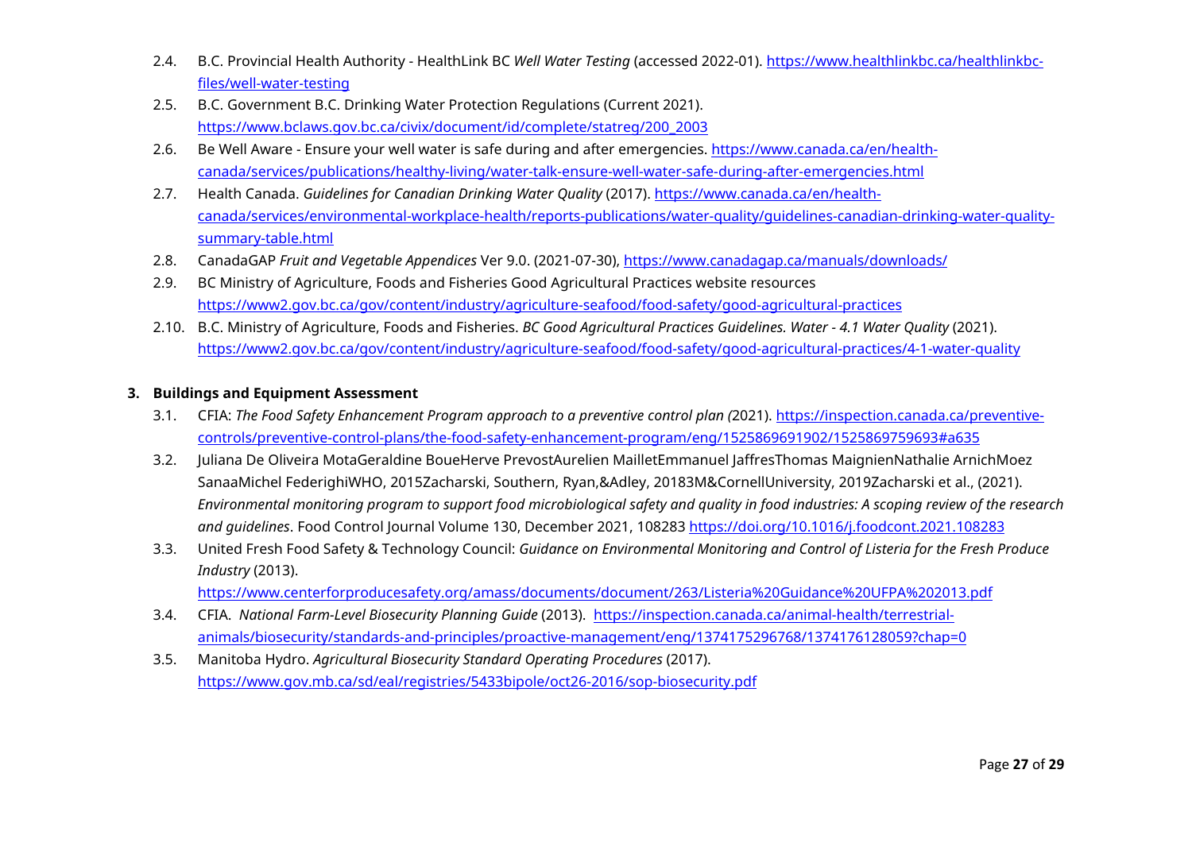2.4. B.C. Provincial Health Authority - HealthLink BC *Well Water Testing* (accessed 2022-01). https://www.healthlinkbc.ca/healthlinkbc-files/well-water-testing

2.5. B.C. Government B.C. Drinking Water Protection Regulations (Current 2021). https://www.bclaws.gov.bc.ca/civix/document/id/complete/statreg/200_2003

2.6. Be Well Aware - Ensure your well water is safe during and after emergencies. https://www.canada.ca/en/health-canada/services/publications/healthy-living/water-talk-ensure-well-water-safe-during-after-emergencies.html

2.7. Health Canada. *Guidelines for Canadian Drinking Water Quality* (2017). https://www.canada.ca/en/health-canada/services/environmental-workplace-health/reports-publications/water-quality/guidelines-canadian-drinking-water-quality-summary-table.html

2.8. CanadaGAP *Fruit and Vegetable Appendices* Ver 9.0. (2021-07-30), https://www.canadagap.ca/manuals/downloads/

2.9. BC Ministry of Agriculture, Foods and Fisheries Good Agricultural Practices website resources https://www2.gov.bc.ca/gov/content/industry/agriculture-seafood/food-safety/good-agricultural-practices

2.10. B.C. Ministry of Agriculture, Foods and Fisheries. *BC Good Agricultural Practices Guidelines. Water - 4.1 Water Quality* (2021). https://www2.gov.bc.ca/gov/content/industry/agriculture-seafood/food-safety/good-agricultural-practices/4-1-water-quality

**3. Buildings and Equipment Assessment**

3.1. CFIA: *The Food Safety Enhancement Program approach to a preventive control plan (*2021). https://inspection.canada.ca/preventive-controls/preventive-control-plans/the-food-safety-enhancement-program/eng/1525869691902/1525869759693#a635

3.2. Juliana De Oliveira MotaGeraldine BoueHerve PrevostAurelien MailletEmmanuel JaffresThomas MaignienNathalie ArnichMoez SanaaMichel FederighiWHO, 2015Zacharski, Southern, Ryan,&Adley, 20183M&CornellUniversity, 2019Zacharski et al., (2021). *Environmental monitoring program to support food microbiological safety and quality in food industries: A scoping review of the research and guidelines*. Food Control Journal Volume 130, December 2021, 108283 https://doi.org/10.1016/j.foodcont.2021.108283

3.3. United Fresh Food Safety & Technology Council: *Guidance on Environmental Monitoring and Control of Listeria for the Fresh Produce Industry* (2013). https://www.centerforproducesafety.org/amass/documents/document/263/Listeria%20Guidance%20UFPA%202013.pdf

3.4. CFIA. *National Farm-Level Biosecurity Planning Guide* (2013). https://inspection.canada.ca/animal-health/terrestrial-animals/biosecurity/standards-and-principles/proactive-management/eng/1374175296768/1374176128059?chap=0

3.5. Manitoba Hydro. *Agricultural Biosecurity Standard Operating Procedures* (2017). https://www.gov.mb.ca/sd/eal/registries/5433bipole/oct26-2016/sop-biosecurity.pdf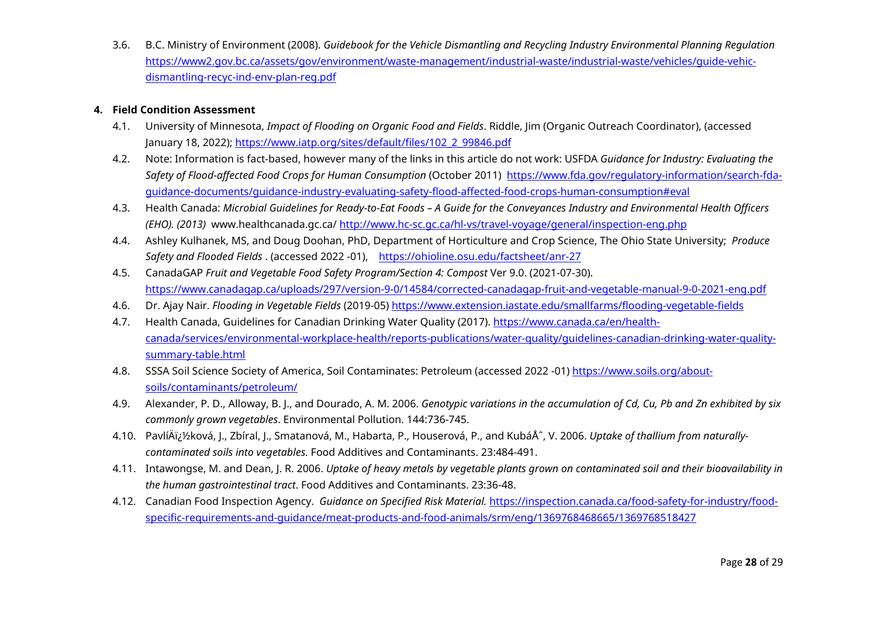3.6. B.C. Ministry of Environment (2008). *Guidebook for the Vehicle Dismantling and Recycling Industry Environmental Planning Regulation* https://www2.gov.bc.ca/assets/gov/environment/waste-management/industrial-waste/industrial-waste/vehicles/guide-vehic-dismantling-recyc-ind-env-plan-reg.pdf

## 4. Field Condition Assessment

4.1. University of Minnesota, *Impact of Flooding on Organic Food and Fields*. Riddle, Jim (Organic Outreach Coordinator), (accessed January 18, 2022); https://www.iatp.org/sites/default/files/102_2_99846.pdf

4.2. Note: Information is fact-based, however many of the links in this article do not work: USFDA *Guidance for Industry: Evaluating the Safety of Flood-affected Food Crops for Human Consumption* (October 2011) https://www.fda.gov/regulatory-information/search-fda-guidance-documents/guidance-industry-evaluating-safety-flood-affected-food-crops-human-consumption#eval

4.3. Health Canada: *Microbial Guidelines for Ready-to-Eat Foods – A Guide for the Conveyances Industry and Environmental Health Officers (EHO). (2013)* www.healthcanada.gc.ca/ http://www.hc-sc.gc.ca/hl-vs/travel-voyage/general/inspection-eng.php

4.4. Ashley Kulhanek, MS, and Doug Doohan, PhD, Department of Horticulture and Crop Science, The Ohio State University; *Produce Safety and Flooded Fields* . (accessed 2022 -01), https://ohioline.osu.edu/factsheet/anr-27

4.5. CanadaGAP *Fruit and Vegetable Food Safety Program/Section 4: Compost* Ver 9.0. (2021-07-30). https://www.canadagap.ca/uploads/297/version-9-0/14584/corrected-canadagap-fruit-and-vegetable-manual-9-0-2021-eng.pdf

4.6. Dr. Ajay Nair. *Flooding in Vegetable Fields* (2019-05) https://www.extension.iastate.edu/smallfarms/flooding-vegetable-fields

4.7. Health Canada, Guidelines for Canadian Drinking Water Quality (2017). https://www.canada.ca/en/health-canada/services/environmental-workplace-health/reports-publications/water-quality/guidelines-canadian-drinking-water-quality-summary-table.html

4.8. SSSA Soil Science Society of America, Soil Contaminates: Petroleum (accessed 2022 -01) https://www.soils.org/about-soils/contaminants/petroleum/

4.9. Alexander, P. D., Alloway, B. J., and Dourado, A. M. 2006. *Genotypic variations in the accumulation of Cd, Cu, Pb and Zn exhibited by six commonly grown vegetables*. Environmental Pollution. 144:736-745.

4.10. PavlÍÄï¿½ková, J., Zbíral, J., Smatanová, M., Habarta, P., Houserová, P., and KubáÅˆ, V. 2006. *Uptake of thallium from naturally-contaminated soils into vegetables.* Food Additives and Contaminants. 23:484-491.

4.11. Intawongse, M. and Dean, J. R. 2006. *Uptake of heavy metals by vegetable plants grown on contaminated soil and their bioavailability in the human gastrointestinal tract*. Food Additives and Contaminants. 23:36-48.

4.12. Canadian Food Inspection Agency. *Guidance on Specified Risk Material.* https://inspection.canada.ca/food-safety-for-industry/food-specific-requirements-and-guidance/meat-products-and-food-animals/srm/eng/1369768468665/1369768518427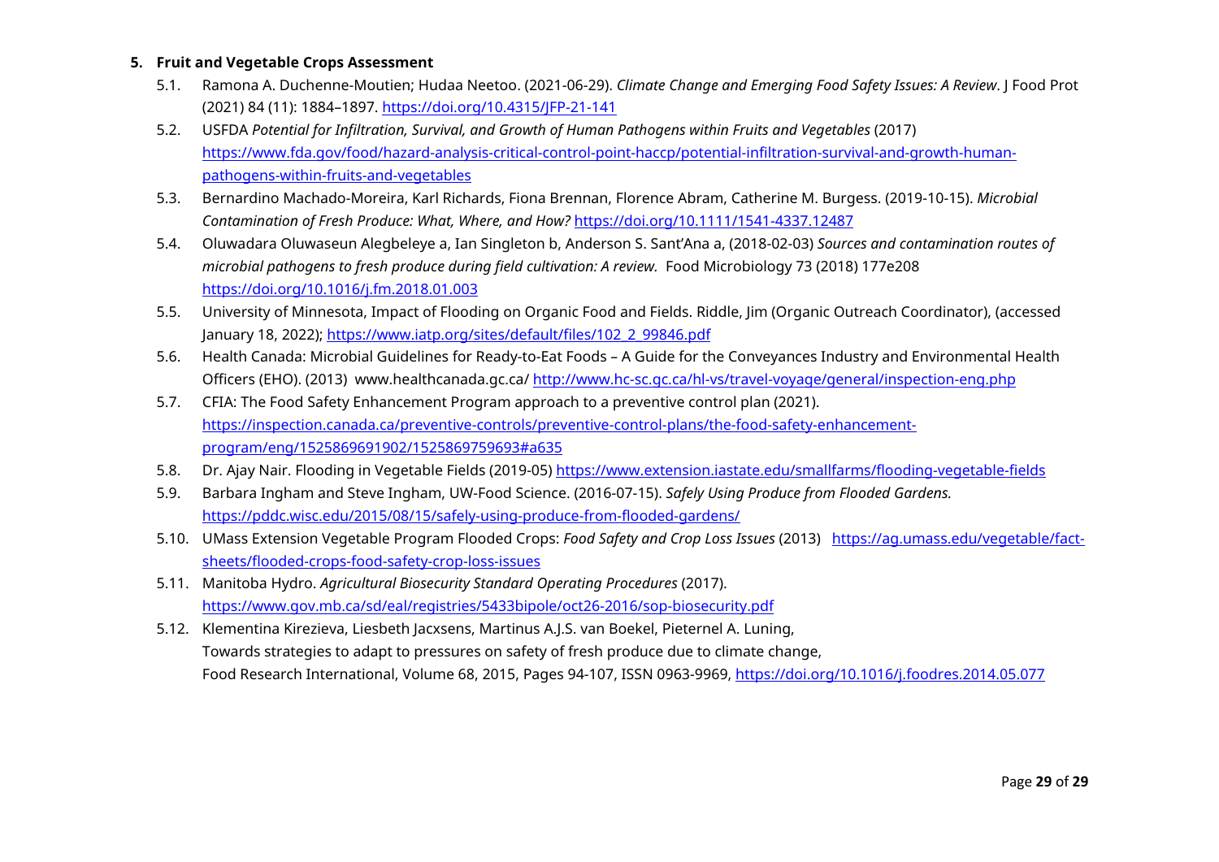5. **Fruit and Vegetable Crops Assessment**

   5.1. Ramona A. Duchenne-Moutien; Hudaa Neetoo. (2021-06-29). *Climate Change and Emerging Food Safety Issues: A Review*. J Food Prot (2021) 84 (11): 1884–1897. https://doi.org/10.4315/JFP-21-141

   5.2. USFDA *Potential for Infiltration, Survival, and Growth of Human Pathogens within Fruits and Vegetables* (2017) https://www.fda.gov/food/hazard-analysis-critical-control-point-haccp/potential-infiltration-survival-and-growth-human-pathogens-within-fruits-and-vegetables

   5.3. Bernardino Machado-Moreira, Karl Richards, Fiona Brennan, Florence Abram, Catherine M. Burgess. (2019-10-15). *Microbial Contamination of Fresh Produce: What, Where, and How?* https://doi.org/10.1111/1541-4337.12487

   5.4. Oluwadara Oluwaseun Alegbeleye a, Ian Singleton b, Anderson S. Sant'Ana a, (2018-02-03) *Sources and contamination routes of microbial pathogens to fresh produce during field cultivation: A review.* Food Microbiology 73 (2018) 177e208 https://doi.org/10.1016/j.fm.2018.01.003

   5.5. University of Minnesota, Impact of Flooding on Organic Food and Fields. Riddle, Jim (Organic Outreach Coordinator), (accessed January 18, 2022); https://www.iatp.org/sites/default/files/102_2_99846.pdf

   5.6. Health Canada: Microbial Guidelines for Ready-to-Eat Foods – A Guide for the Conveyances Industry and Environmental Health Officers (EHO). (2013) www.healthcanada.gc.ca/ http://www.hc-sc.gc.ca/hl-vs/travel-voyage/general/inspection-eng.php

   5.7. CFIA: The Food Safety Enhancement Program approach to a preventive control plan (2021). https://inspection.canada.ca/preventive-controls/preventive-control-plans/the-food-safety-enhancement-program/eng/1525869691902/1525869759693#a635

   5.8. Dr. Ajay Nair. Flooding in Vegetable Fields (2019-05) https://www.extension.iastate.edu/smallfarms/flooding-vegetable-fields

   5.9. Barbara Ingham and Steve Ingham, UW-Food Science. (2016-07-15). *Safely Using Produce from Flooded Gardens.* https://pddc.wisc.edu/2015/08/15/safely-using-produce-from-flooded-gardens/

   5.10. UMass Extension Vegetable Program Flooded Crops: *Food Safety and Crop Loss Issues* (2013) https://ag.umass.edu/vegetable/fact-sheets/flooded-crops-food-safety-crop-loss-issues

   5.11. Manitoba Hydro. *Agricultural Biosecurity Standard Operating Procedures* (2017). https://www.gov.mb.ca/sd/eal/registries/5433bipole/oct26-2016/sop-biosecurity.pdf

   5.12. Klementina Kirezieva, Liesbeth Jacxsens, Martinus A.J.S. van Boekel, Pieternel A. Luning, Towards strategies to adapt to pressures on safety of fresh produce due to climate change, Food Research International, Volume 68, 2015, Pages 94-107, ISSN 0963-9969, https://doi.org/10.1016/j.foodres.2014.05.077